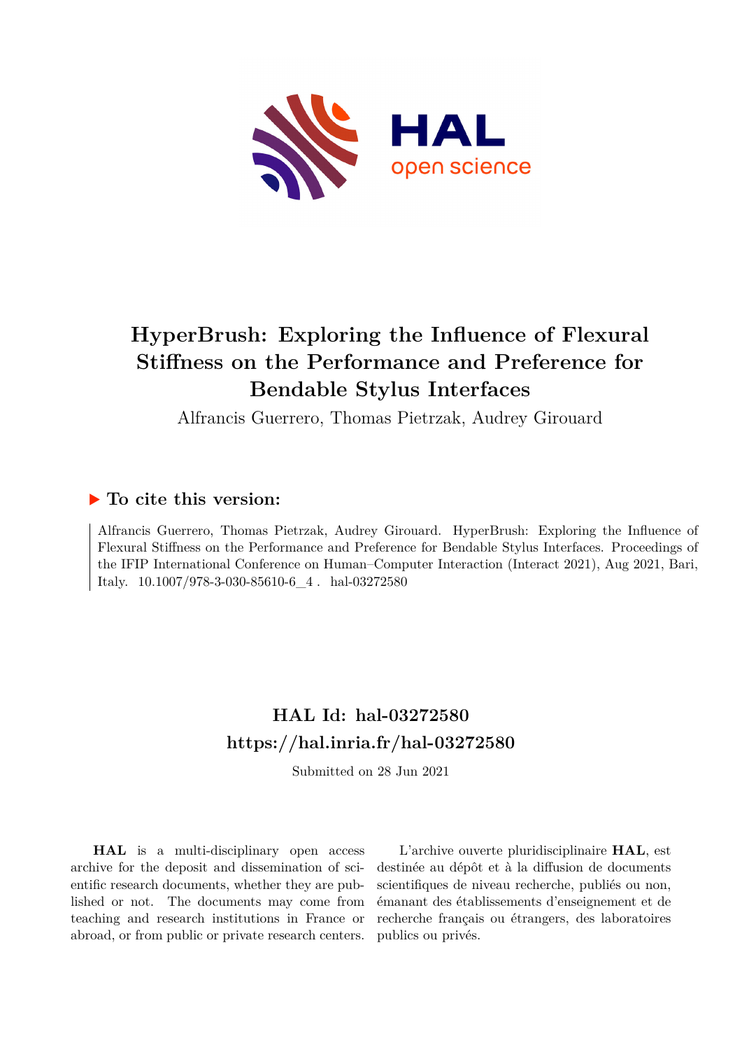# HyperBrush: Exploring the Influence of Flexural Stiffness on the Performance and Preference for Bendable Stylus Interfaces

Alfrancis Guerrero, Thomas Pietrzak, Audrey Girouard

## ▶ To cite this version:

Alfrancis Guerrero, Thomas Pietrzak, Audrey Girouard. HyperBrush: Exploring the Influence of Flexural Stiffness on the Performance and Preference for Bendable Stylus Interfaces. Proceedings of the IFIP International Conference on Human–Computer Interaction (Interact 2021), Aug 2021, Bari, Italy. 10.1007/978-3-030-85610-6_4 . hal-03272580

## HAL Id: hal-03272580

## https://hal.inria.fr/hal-03272580

Submitted on 28 Jun 2021

**HAL** is a multi-disciplinary open access archive for the deposit and dissemination of scientific research documents, whether they are published or not. The documents may come from teaching and research institutions in France or abroad, or from public or private research centers.

L'archive ouverte pluridisciplinaire **HAL**, est destinée au dépôt et à la diffusion de documents scientifiques de niveau recherche, publiés ou non, émanant des établissements d'enseignement et de recherche français ou étrangers, des laboratoires publics ou privés.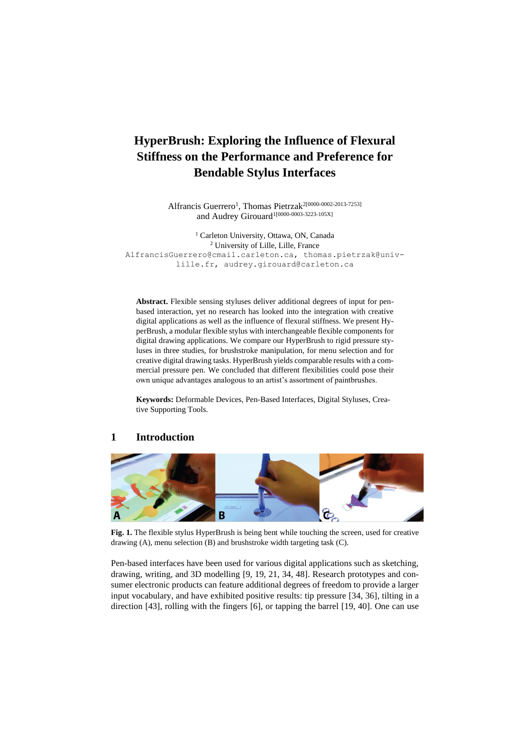# HyperBrush: Exploring the Influence of Flexural Stiffness on the Performance and Preference for Bendable Stylus Interfaces

Alfrancis Guerrero[1], Thomas Pietrzak[2][0000-0002-2013-7253] and Audrey Girouard[1][0000-0003-3223-105X]

[1] Carleton University, Ottawa, ON, Canada
[2] University of Lille, Lille, France

AlfrancisGuerrero@cmail.carleton.ca, thomas.pietrzak@univ-lille.fr, audrey.girouard@carleton.ca

**Abstract.** Flexible sensing styluses deliver additional degrees of input for pen-based interaction, yet no research has looked into the integration with creative digital applications as well as the influence of flexural stiffness. We present HyperBrush, a modular flexible stylus with interchangeable flexible components for digital drawing applications. We compare our HyperBrush to rigid pressure styluses in three studies, for brushstroke manipulation, for menu selection and for creative digital drawing tasks. HyperBrush yields comparable results with a commercial pressure pen. We concluded that different flexibilities could pose their own unique advantages analogous to an artist's assortment of paintbrushes.

**Keywords:** Deformable Devices, Pen-Based Interfaces, Digital Styluses, Creative Supporting Tools.

## 1 Introduction

**Fig. 1.** The flexible stylus HyperBrush is being bent while touching the screen, used for creative drawing (A), menu selection (B) and brushstroke width targeting task (C).

Pen-based interfaces have been used for various digital applications such as sketching, drawing, writing, and 3D modelling [9, 19, 21, 34, 48]. Research prototypes and consumer electronic products can feature additional degrees of freedom to provide a larger input vocabulary, and have exhibited positive results: tip pressure [34, 36], tilting in a direction [43], rolling with the fingers [6], or tapping the barrel [19, 40]. One can use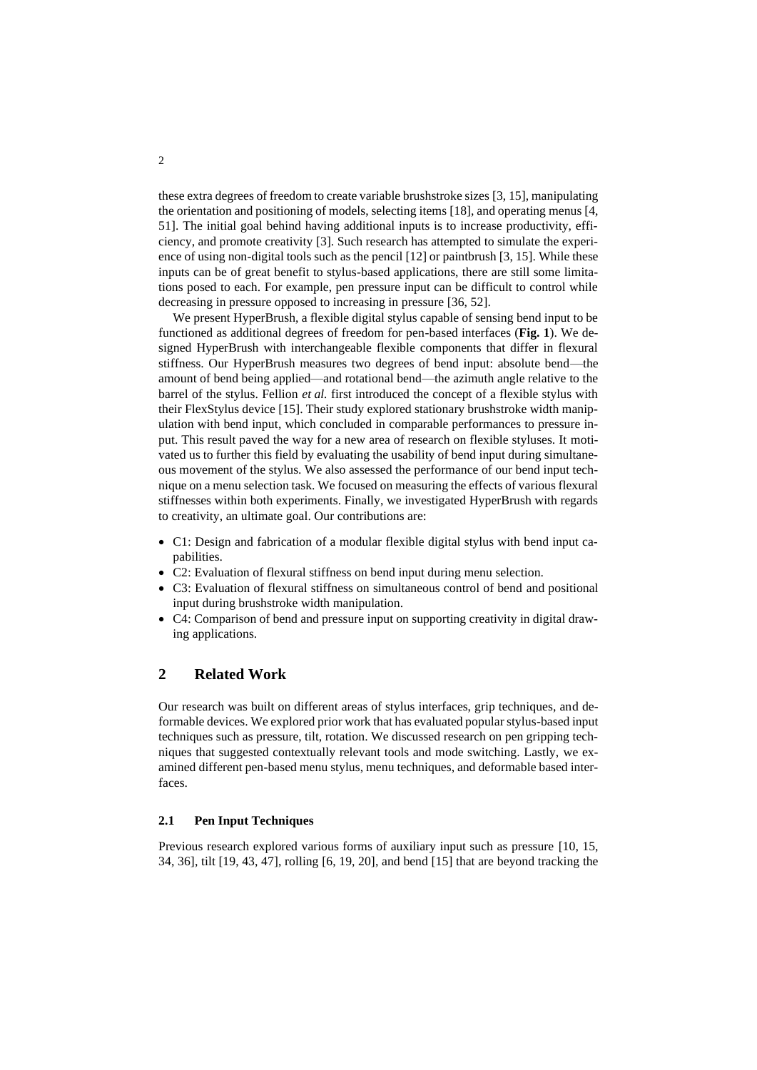these extra degrees of freedom to create variable brushstroke sizes [3, 15], manipulating the orientation and positioning of models, selecting items [18], and operating menus [4, 51]. The initial goal behind having additional inputs is to increase productivity, efficiency, and promote creativity [3]. Such research has attempted to simulate the experience of using non-digital tools such as the pencil [12] or paintbrush [3, 15]. While these inputs can be of great benefit to stylus-based applications, there are still some limitations posed to each. For example, pen pressure input can be difficult to control while decreasing in pressure opposed to increasing in pressure [36, 52].

We present HyperBrush, a flexible digital stylus capable of sensing bend input to be functioned as additional degrees of freedom for pen-based interfaces (**Fig. 1**). We designed HyperBrush with interchangeable flexible components that differ in flexural stiffness. Our HyperBrush measures two degrees of bend input: absolute bend—the amount of bend being applied—and rotational bend—the azimuth angle relative to the barrel of the stylus. Fellion *et al.* first introduced the concept of a flexible stylus with their FlexStylus device [15]. Their study explored stationary brushstroke width manipulation with bend input, which concluded in comparable performances to pressure input. This result paved the way for a new area of research on flexible styluses. It motivated us to further this field by evaluating the usability of bend input during simultaneous movement of the stylus. We also assessed the performance of our bend input technique on a menu selection task. We focused on measuring the effects of various flexural stiffnesses within both experiments. Finally, we investigated HyperBrush with regards to creativity, an ultimate goal. Our contributions are:

- C1: Design and fabrication of a modular flexible digital stylus with bend input capabilities.
- C2: Evaluation of flexural stiffness on bend input during menu selection.
- C3: Evaluation of flexural stiffness on simultaneous control of bend and positional input during brushstroke width manipulation.
- C4: Comparison of bend and pressure input on supporting creativity in digital drawing applications.

## 2 Related Work

Our research was built on different areas of stylus interfaces, grip techniques, and deformable devices. We explored prior work that has evaluated popular stylus-based input techniques such as pressure, tilt, rotation. We discussed research on pen gripping techniques that suggested contextually relevant tools and mode switching. Lastly, we examined different pen-based menu stylus, menu techniques, and deformable based interfaces.

### 2.1 Pen Input Techniques

Previous research explored various forms of auxiliary input such as pressure [10, 15, 34, 36], tilt [19, 43, 47], rolling [6, 19, 20], and bend [15] that are beyond tracking the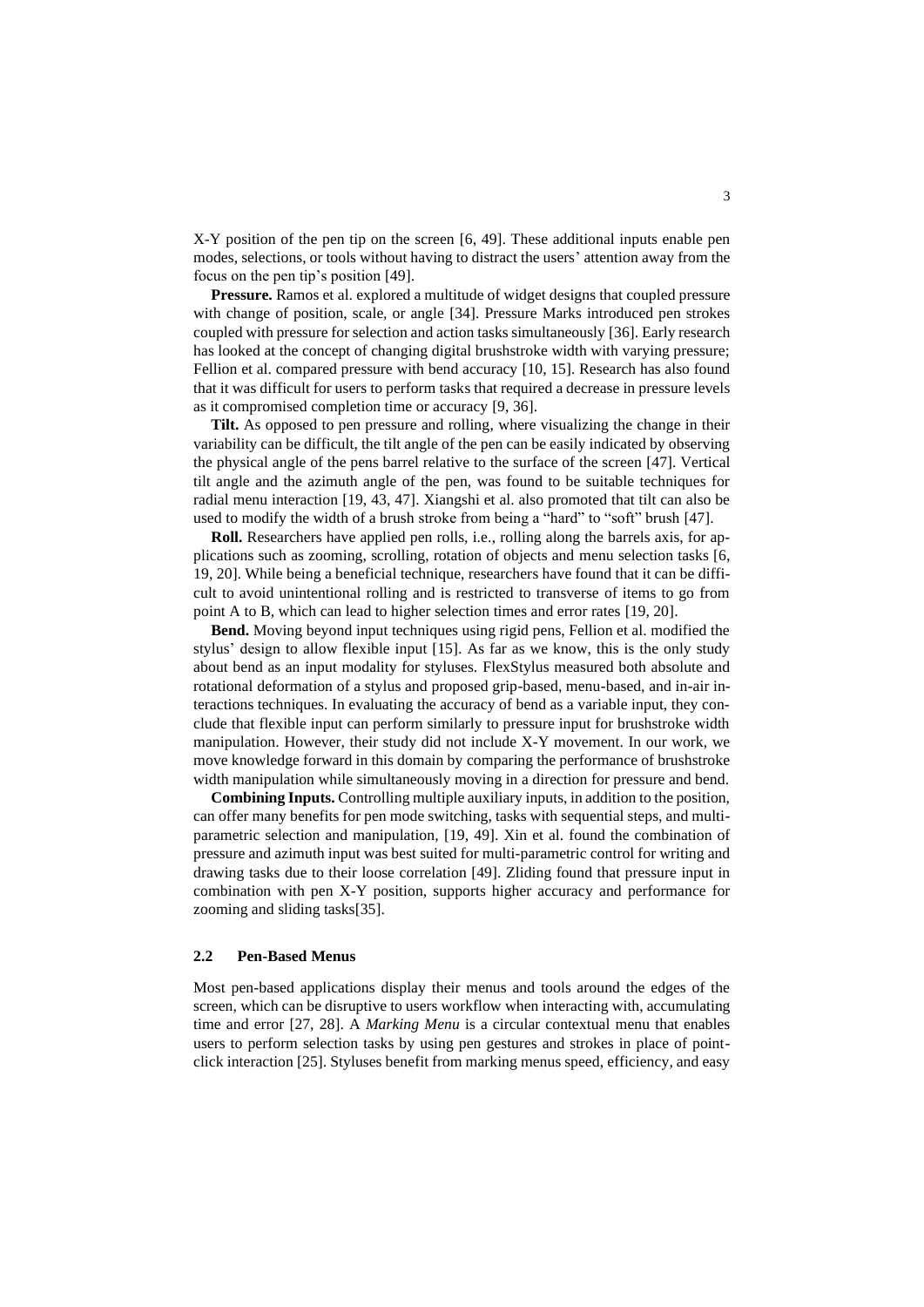X-Y position of the pen tip on the screen [6, 49]. These additional inputs enable pen modes, selections, or tools without having to distract the users' attention away from the focus on the pen tip's position [49].

**Pressure.** Ramos et al. explored a multitude of widget designs that coupled pressure with change of position, scale, or angle [34]. Pressure Marks introduced pen strokes coupled with pressure for selection and action tasks simultaneously [36]. Early research has looked at the concept of changing digital brushstroke width with varying pressure; Fellion et al. compared pressure with bend accuracy [10, 15]. Research has also found that it was difficult for users to perform tasks that required a decrease in pressure levels as it compromised completion time or accuracy [9, 36].

**Tilt.** As opposed to pen pressure and rolling, where visualizing the change in their variability can be difficult, the tilt angle of the pen can be easily indicated by observing the physical angle of the pens barrel relative to the surface of the screen [47]. Vertical tilt angle and the azimuth angle of the pen, was found to be suitable techniques for radial menu interaction [19, 43, 47]. Xiangshi et al. also promoted that tilt can also be used to modify the width of a brush stroke from being a "hard" to "soft" brush [47].

**Roll.** Researchers have applied pen rolls, i.e., rolling along the barrels axis, for applications such as zooming, scrolling, rotation of objects and menu selection tasks [6, 19, 20]. While being a beneficial technique, researchers have found that it can be difficult to avoid unintentional rolling and is restricted to transverse of items to go from point A to B, which can lead to higher selection times and error rates [19, 20].

**Bend.** Moving beyond input techniques using rigid pens, Fellion et al. modified the stylus' design to allow flexible input [15]. As far as we know, this is the only study about bend as an input modality for styluses. FlexStylus measured both absolute and rotational deformation of a stylus and proposed grip-based, menu-based, and in-air interactions techniques. In evaluating the accuracy of bend as a variable input, they conclude that flexible input can perform similarly to pressure input for brushstroke width manipulation. However, their study did not include X-Y movement. In our work, we move knowledge forward in this domain by comparing the performance of brushstroke width manipulation while simultaneously moving in a direction for pressure and bend.

**Combining Inputs.** Controlling multiple auxiliary inputs, in addition to the position, can offer many benefits for pen mode switching, tasks with sequential steps, and multi-parametric selection and manipulation, [19, 49]. Xin et al. found the combination of pressure and azimuth input was best suited for multi-parametric control for writing and drawing tasks due to their loose correlation [49]. Zliding found that pressure input in combination with pen X-Y position, supports higher accuracy and performance for zooming and sliding tasks[35].

### 2.2 Pen-Based Menus

Most pen-based applications display their menus and tools around the edges of the screen, which can be disruptive to users workflow when interacting with, accumulating time and error [27, 28]. A *Marking Menu* is a circular contextual menu that enables users to perform selection tasks by using pen gestures and strokes in place of point-click interaction [25]. Styluses benefit from marking menus speed, efficiency, and easy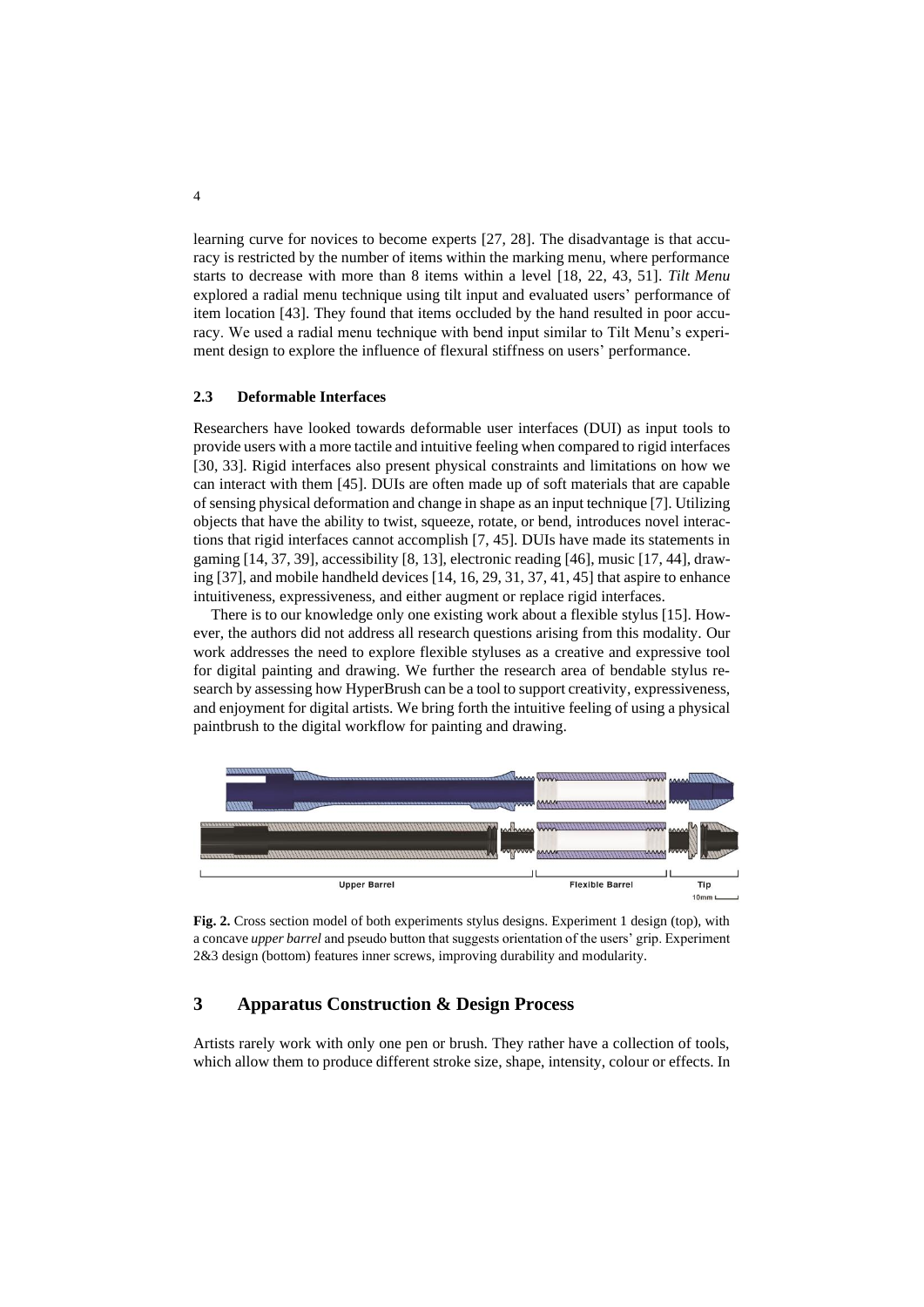learning curve for novices to become experts [27, 28]. The disadvantage is that accuracy is restricted by the number of items within the marking menu, where performance starts to decrease with more than 8 items within a level [18, 22, 43, 51]. *Tilt Menu* explored a radial menu technique using tilt input and evaluated users' performance of item location [43]. They found that items occluded by the hand resulted in poor accuracy. We used a radial menu technique with bend input similar to Tilt Menu's experiment design to explore the influence of flexural stiffness on users' performance.

### 2.3 Deformable Interfaces

Researchers have looked towards deformable user interfaces (DUI) as input tools to provide users with a more tactile and intuitive feeling when compared to rigid interfaces [30, 33]. Rigid interfaces also present physical constraints and limitations on how we can interact with them [45]. DUIs are often made up of soft materials that are capable of sensing physical deformation and change in shape as an input technique [7]. Utilizing objects that have the ability to twist, squeeze, rotate, or bend, introduces novel interactions that rigid interfaces cannot accomplish [7, 45]. DUIs have made its statements in gaming [14, 37, 39], accessibility [8, 13], electronic reading [46], music [17, 44], drawing [37], and mobile handheld devices [14, 16, 29, 31, 37, 41, 45] that aspire to enhance intuitiveness, expressiveness, and either augment or replace rigid interfaces.

There is to our knowledge only one existing work about a flexible stylus [15]. However, the authors did not address all research questions arising from this modality. Our work addresses the need to explore flexible styluses as a creative and expressive tool for digital painting and drawing. We further the research area of bendable stylus research by assessing how HyperBrush can be a tool to support creativity, expressiveness, and enjoyment for digital artists. We bring forth the intuitive feeling of using a physical paintbrush to the digital workflow for painting and drawing.

Upper Barrel | Flexible Barrel | Tip | 10mm

**Fig. 2.** Cross section model of both experiments stylus designs. Experiment 1 design (top), with a concave *upper barrel* and pseudo button that suggests orientation of the users' grip. Experiment 2&3 design (bottom) features inner screws, improving durability and modularity.

## 3 Apparatus Construction & Design Process

Artists rarely work with only one pen or brush. They rather have a collection of tools, which allow them to produce different stroke size, shape, intensity, colour or effects. In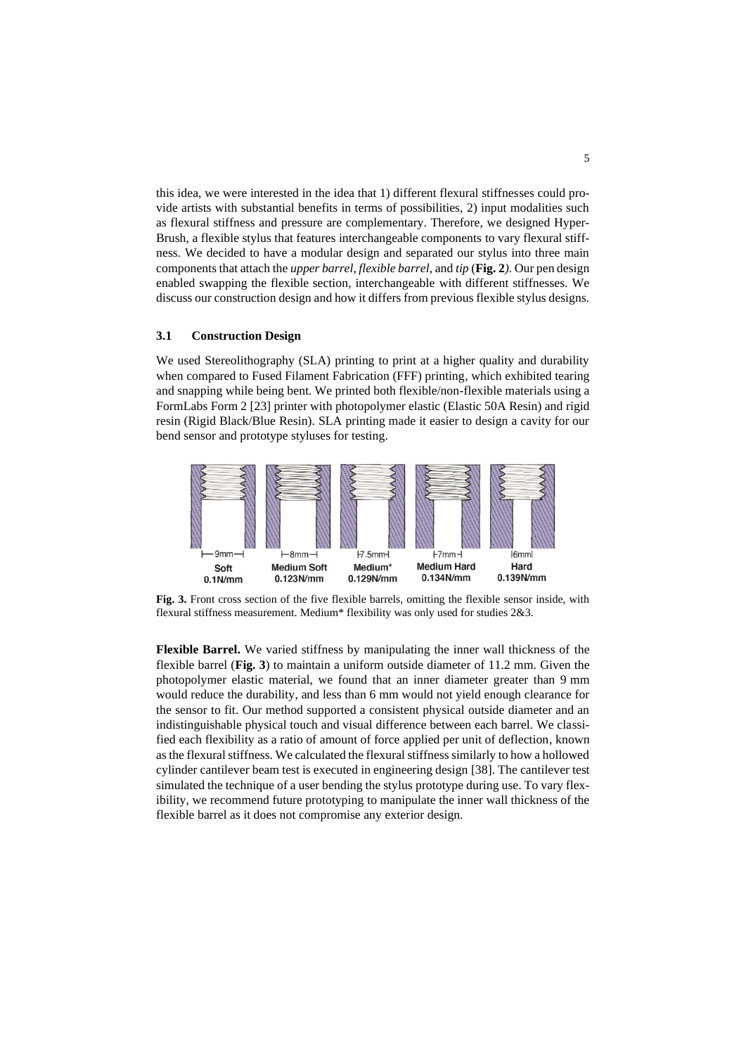this idea, we were interested in the idea that 1) different flexural stiffnesses could provide artists with substantial benefits in terms of possibilities, 2) input modalities such as flexural stiffness and pressure are complementary. Therefore, we designed Hyper-Brush, a flexible stylus that features interchangeable components to vary flexural stiffness. We decided to have a modular design and separated our stylus into three main components that attach the *upper barrel*, *flexible barrel*, and *tip* (**Fig. 2**). Our pen design enabled swapping the flexible section, interchangeable with different stiffnesses. We discuss our construction design and how it differs from previous flexible stylus designs.

### 3.1 Construction Design

We used Stereolithography (SLA) printing to print at a higher quality and durability when compared to Fused Filament Fabrication (FFF) printing, which exhibited tearing and snapping while being bent. We printed both flexible/non-flexible materials using a FormLabs Form 2 [23] printer with photopolymer elastic (Elastic 50A Resin) and rigid resin (Rigid Black/Blue Resin). SLA printing made it easier to design a cavity for our bend sensor and prototype styluses for testing.

9mm — Soft 0.1N/mm; 8mm — Medium Soft 0.123N/mm; 7.5mm — Medium* 0.129N/mm; 7mm — Medium Hard 0.134N/mm; 6mm — Hard 0.139N/mm

**Fig. 3.** Front cross section of the five flexible barrels, omitting the flexible sensor inside, with flexural stiffness measurement. Medium* flexibility was only used for studies 2&3.

**Flexible Barrel.** We varied stiffness by manipulating the inner wall thickness of the flexible barrel (**Fig. 3**) to maintain a uniform outside diameter of 11.2 mm. Given the photopolymer elastic material, we found that an inner diameter greater than 9 mm would reduce the durability, and less than 6 mm would not yield enough clearance for the sensor to fit. Our method supported a consistent physical outside diameter and an indistinguishable physical touch and visual difference between each barrel. We classified each flexibility as a ratio of amount of force applied per unit of deflection, known as the flexural stiffness. We calculated the flexural stiffness similarly to how a hollowed cylinder cantilever beam test is executed in engineering design [38]. The cantilever test simulated the technique of a user bending the stylus prototype during use. To vary flexibility, we recommend future prototyping to manipulate the inner wall thickness of the flexible barrel as it does not compromise any exterior design.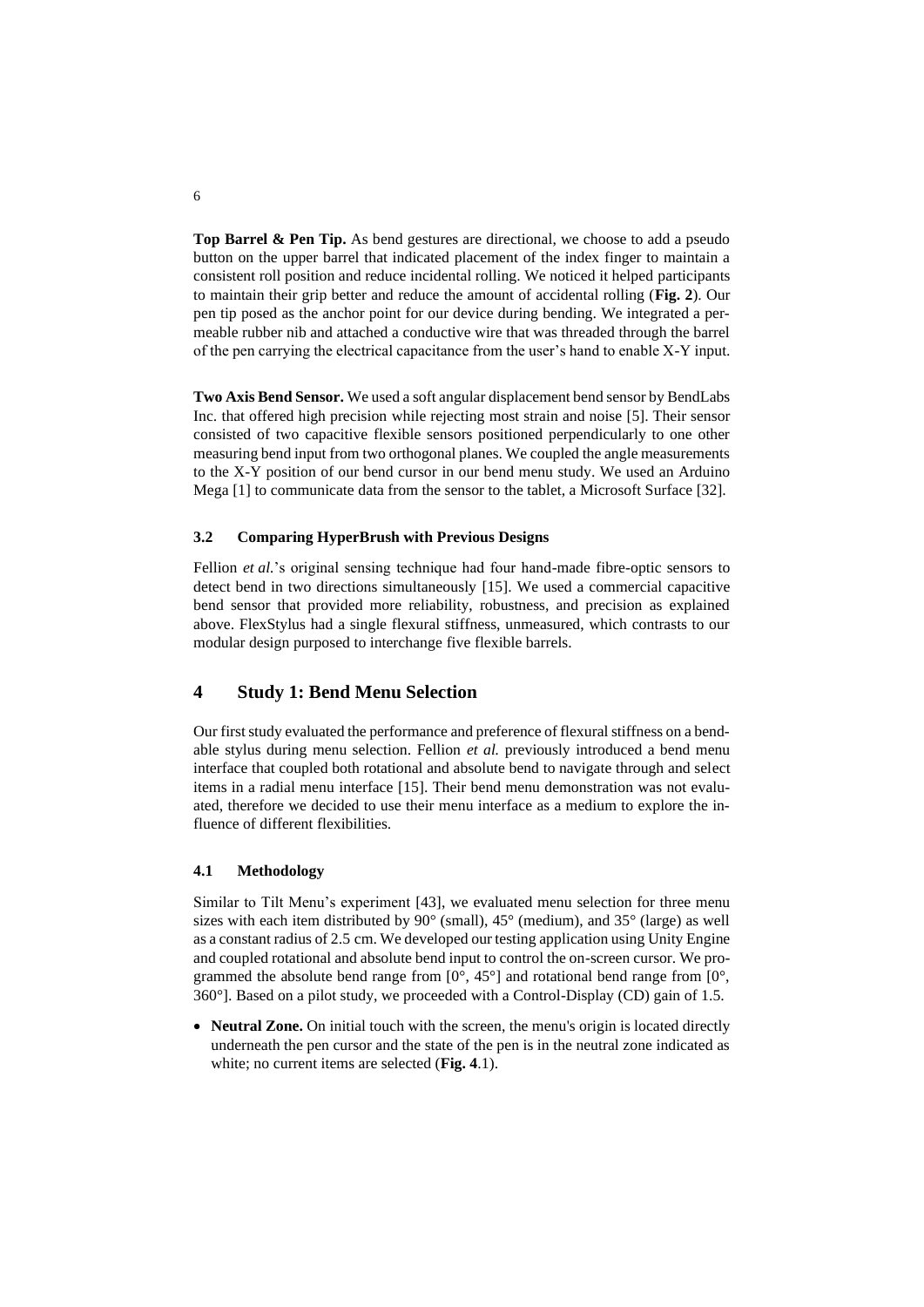**Top Barrel & Pen Tip.** As bend gestures are directional, we choose to add a pseudo button on the upper barrel that indicated placement of the index finger to maintain a consistent roll position and reduce incidental rolling. We noticed it helped participants to maintain their grip better and reduce the amount of accidental rolling (**Fig. 2**). Our pen tip posed as the anchor point for our device during bending. We integrated a permeable rubber nib and attached a conductive wire that was threaded through the barrel of the pen carrying the electrical capacitance from the user's hand to enable X-Y input.

**Two Axis Bend Sensor.** We used a soft angular displacement bend sensor by BendLabs Inc. that offered high precision while rejecting most strain and noise [5]. Their sensor consisted of two capacitive flexible sensors positioned perpendicularly to one other measuring bend input from two orthogonal planes. We coupled the angle measurements to the X-Y position of our bend cursor in our bend menu study. We used an Arduino Mega [1] to communicate data from the sensor to the tablet, a Microsoft Surface [32].

### 3.2 Comparing HyperBrush with Previous Designs

Fellion *et al.*'s original sensing technique had four hand-made fibre-optic sensors to detect bend in two directions simultaneously [15]. We used a commercial capacitive bend sensor that provided more reliability, robustness, and precision as explained above. FlexStylus had a single flexural stiffness, unmeasured, which contrasts to our modular design purposed to interchange five flexible barrels.

## 4 Study 1: Bend Menu Selection

Our first study evaluated the performance and preference of flexural stiffness on a bendable stylus during menu selection. Fellion *et al.* previously introduced a bend menu interface that coupled both rotational and absolute bend to navigate through and select items in a radial menu interface [15]. Their bend menu demonstration was not evaluated, therefore we decided to use their menu interface as a medium to explore the influence of different flexibilities.

### 4.1 Methodology

Similar to Tilt Menu's experiment [43], we evaluated menu selection for three menu sizes with each item distributed by 90° (small), 45° (medium), and 35° (large) as well as a constant radius of 2.5 cm. We developed our testing application using Unity Engine and coupled rotational and absolute bend input to control the on-screen cursor. We programmed the absolute bend range from [0°, 45°] and rotational bend range from [0°, 360°]. Based on a pilot study, we proceeded with a Control-Display (CD) gain of 1.5.

- **Neutral Zone.** On initial touch with the screen, the menu's origin is located directly underneath the pen cursor and the state of the pen is in the neutral zone indicated as white; no current items are selected (**Fig. 4**.1).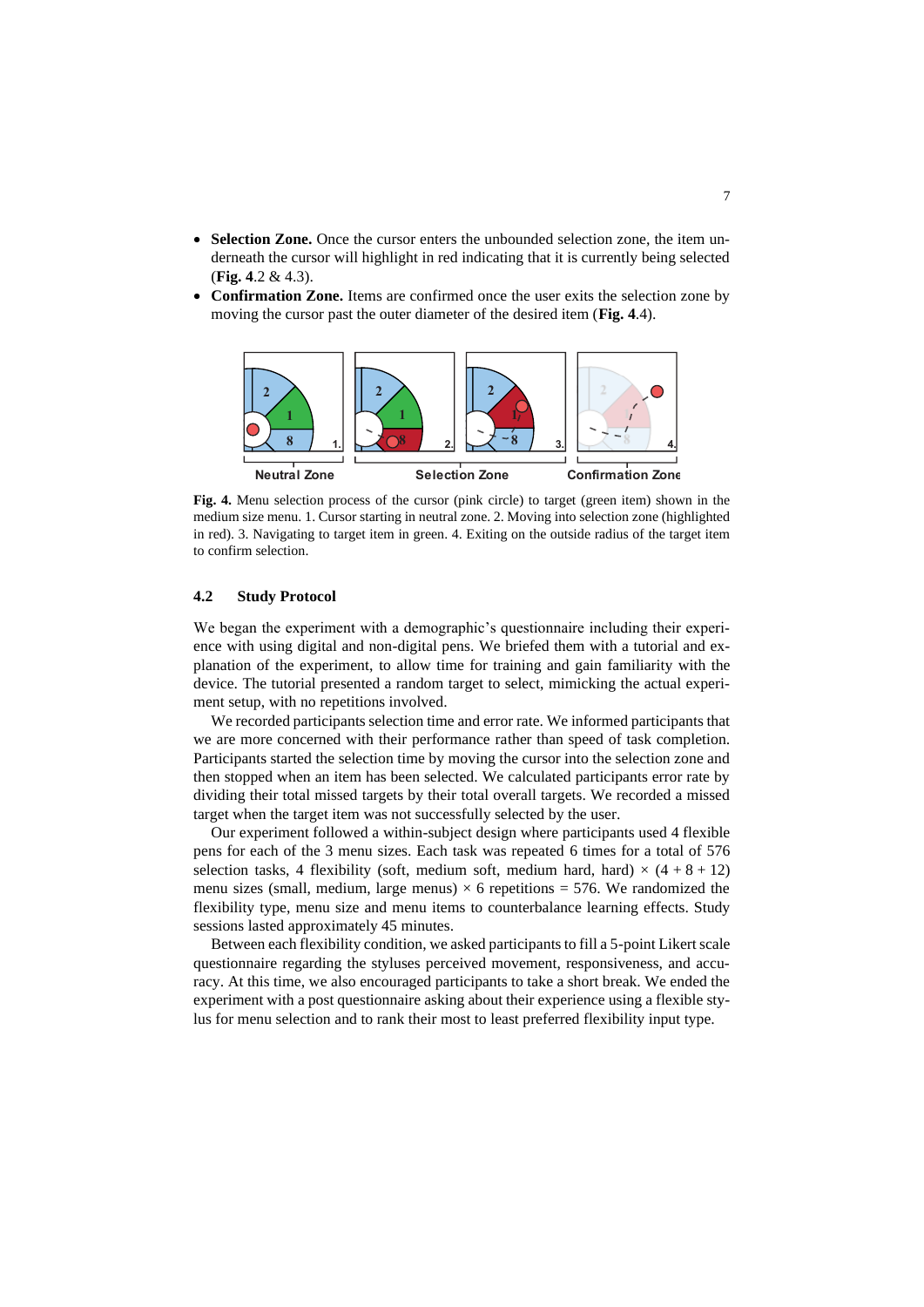- **Selection Zone.** Once the cursor enters the unbounded selection zone, the item underneath the cursor will highlight in red indicating that it is currently being selected (**Fig. 4**.2 & 4.3).
- **Confirmation Zone.** Items are confirmed once the user exits the selection zone by moving the cursor past the outer diameter of the desired item (**Fig. 4**.4).

**Fig. 4.** Menu selection process of the cursor (pink circle) to target (green item) shown in the medium size menu. 1. Cursor starting in neutral zone. 2. Moving into selection zone (highlighted in red). 3. Navigating to target item in green. 4. Exiting on the outside radius of the target item to confirm selection.

### 4.2 Study Protocol

We began the experiment with a demographic's questionnaire including their experience with using digital and non-digital pens. We briefed them with a tutorial and explanation of the experiment, to allow time for training and gain familiarity with the device. The tutorial presented a random target to select, mimicking the actual experiment setup, with no repetitions involved.

We recorded participants selection time and error rate. We informed participants that we are more concerned with their performance rather than speed of task completion. Participants started the selection time by moving the cursor into the selection zone and then stopped when an item has been selected. We calculated participants error rate by dividing their total missed targets by their total overall targets. We recorded a missed target when the target item was not successfully selected by the user.

Our experiment followed a within-subject design where participants used 4 flexible pens for each of the 3 menu sizes. Each task was repeated 6 times for a total of 576 selection tasks, 4 flexibility (soft, medium soft, medium hard, hard) × (4 + 8 + 12) menu sizes (small, medium, large menus) × 6 repetitions = 576. We randomized the flexibility type, menu size and menu items to counterbalance learning effects. Study sessions lasted approximately 45 minutes.

Between each flexibility condition, we asked participants to fill a 5-point Likert scale questionnaire regarding the styluses perceived movement, responsiveness, and accuracy. At this time, we also encouraged participants to take a short break. We ended the experiment with a post questionnaire asking about their experience using a flexible stylus for menu selection and to rank their most to least preferred flexibility input type.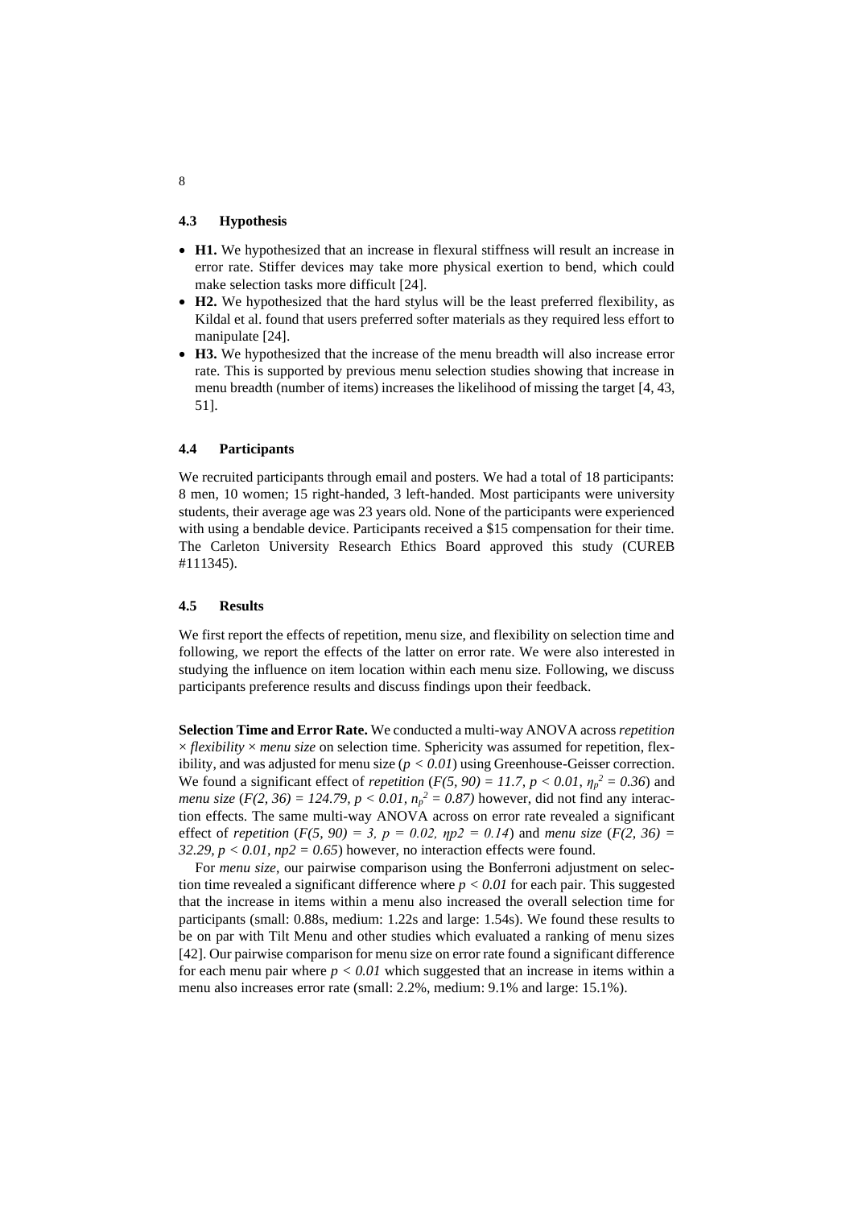### 4.3 Hypothesis

- **H1.** We hypothesized that an increase in flexural stiffness will result an increase in error rate. Stiffer devices may take more physical exertion to bend, which could make selection tasks more difficult [24].
- **H2.** We hypothesized that the hard stylus will be the least preferred flexibility, as Kildal et al. found that users preferred softer materials as they required less effort to manipulate [24].
- **H3.** We hypothesized that the increase of the menu breadth will also increase error rate. This is supported by previous menu selection studies showing that increase in menu breadth (number of items) increases the likelihood of missing the target [4, 43, 51].

### 4.4 Participants

We recruited participants through email and posters. We had a total of 18 participants: 8 men, 10 women; 15 right-handed, 3 left-handed. Most participants were university students, their average age was 23 years old. None of the participants were experienced with using a bendable device. Participants received a $15 compensation for their time. The Carleton University Research Ethics Board approved this study (CUREB #111345).

### 4.5 Results

We first report the effects of repetition, menu size, and flexibility on selection time and following, we report the effects of the latter on error rate. We were also interested in studying the influence on item location within each menu size. Following, we discuss participants preference results and discuss findings upon their feedback.

**Selection Time and Error Rate.** We conducted a multi-way ANOVA across *repetition × flexibility × menu size* on selection time. Sphericity was assumed for repetition, flexibility, and was adjusted for menu size ($p < 0.01$) using Greenhouse-Geisser correction. We found a significant effect of *repetition* ($F(5, 90) = 11.7, p < 0.01, \eta_p^2 = 0.36$) and *menu size* ($F(2, 36) = 124.79, p < 0.01, n_p^2 = 0.87$) however, did not find any interaction effects. The same multi-way ANOVA across on error rate revealed a significant effect of *repetition* ($F(5, 90) = 3, p = 0.02, \eta p2 = 0.14$) and *menu size* ($F(2, 36) = 32.29, p < 0.01, np2 = 0.65$) however, no interaction effects were found.

For *menu size*, our pairwise comparison using the Bonferroni adjustment on selection time revealed a significant difference where $p < 0.01$ for each pair. This suggested that the increase in items within a menu also increased the overall selection time for participants (small: 0.88s, medium: 1.22s and large: 1.54s). We found these results to be on par with Tilt Menu and other studies which evaluated a ranking of menu sizes [42]. Our pairwise comparison for menu size on error rate found a significant difference for each menu pair where $p < 0.01$ which suggested that an increase in items within a menu also increases error rate (small: 2.2%, medium: 9.1% and large: 15.1%).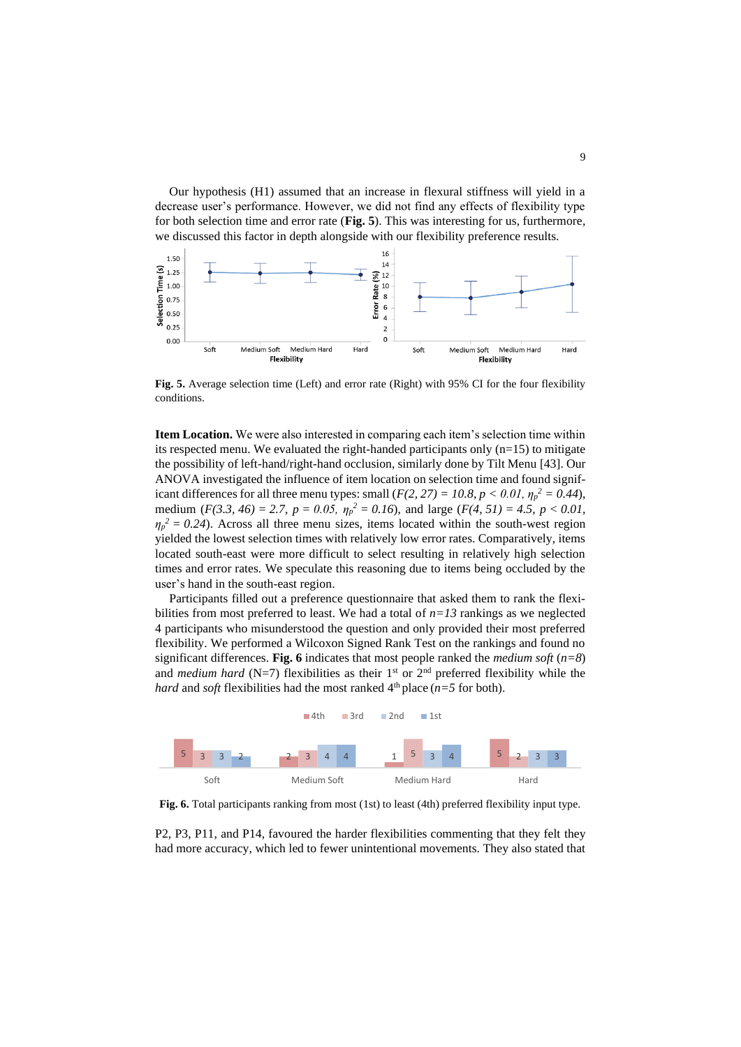Our hypothesis (H1) assumed that an increase in flexural stiffness will yield in a decrease user's performance. However, we did not find any effects of flexibility type for both selection time and error rate (**Fig. 5**). This was interesting for us, furthermore, we discussed this factor in depth alongside with our flexibility preference results.

**Fig. 5.** Average selection time (Left) and error rate (Right) with 95% CI for the four flexibility conditions.

**Item Location.** We were also interested in comparing each item's selection time within its respected menu. We evaluated the right-handed participants only (n=15) to mitigate the possibility of left-hand/right-hand occlusion, similarly done by Tilt Menu [43]. Our ANOVA investigated the influence of item location on selection time and found significant differences for all three menu types: small ($F(2, 27) = 10.8, p < 0.01, \eta_p^2 = 0.44$), medium ($F(3.3, 46) = 2.7, p = 0.05, \eta_p^2 = 0.16$), and large ($F(4, 51) = 4.5, p < 0.01, \eta_p^2 = 0.24$). Across all three menu sizes, items located within the south-west region yielded the lowest selection times with relatively low error rates. Comparatively, items located south-east were more difficult to select resulting in relatively high selection times and error rates. We speculate this reasoning due to items being occluded by the user's hand in the south-east region.

Participants filled out a preference questionnaire that asked them to rank the flexibilities from most preferred to least. We had a total of $n=13$ rankings as we neglected 4 participants who misunderstood the question and only provided their most preferred flexibility. We performed a Wilcoxon Signed Rank Test on the rankings and found no significant differences. **Fig. 6** indicates that most people ranked the *medium soft* ($n=8$) and *medium hard* (N=7) flexibilities as their 1st or 2nd preferred flexibility while the *hard* and *soft* flexibilities had the most ranked 4th place ($n=5$ for both).

**Fig. 6.** Total participants ranking from most (1st) to least (4th) preferred flexibility input type.

P2, P3, P11, and P14, favoured the harder flexibilities commenting that they felt they had more accuracy, which led to fewer unintentional movements. They also stated that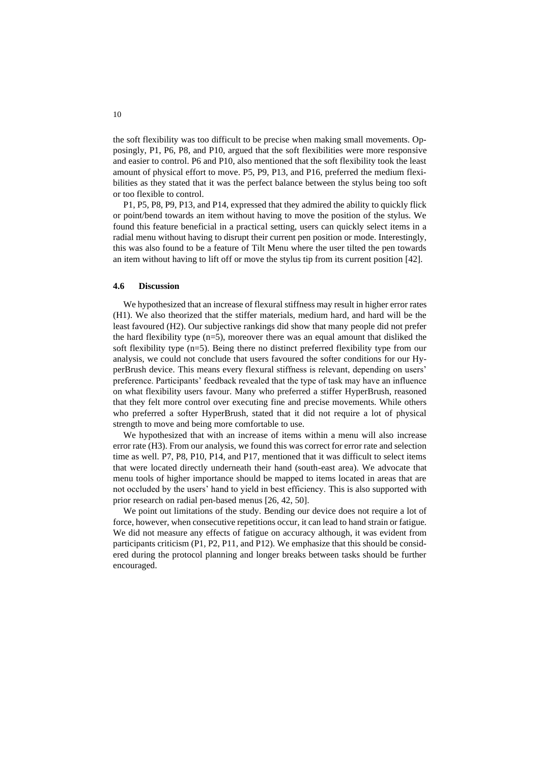the soft flexibility was too difficult to be precise when making small movements. Opposingly, P1, P6, P8, and P10, argued that the soft flexibilities were more responsive and easier to control. P6 and P10, also mentioned that the soft flexibility took the least amount of physical effort to move. P5, P9, P13, and P16, preferred the medium flexibilities as they stated that it was the perfect balance between the stylus being too soft or too flexible to control.

P1, P5, P8, P9, P13, and P14, expressed that they admired the ability to quickly flick or point/bend towards an item without having to move the position of the stylus. We found this feature beneficial in a practical setting, users can quickly select items in a radial menu without having to disrupt their current pen position or mode. Interestingly, this was also found to be a feature of Tilt Menu where the user tilted the pen towards an item without having to lift off or move the stylus tip from its current position [42].

### 4.6 Discussion

We hypothesized that an increase of flexural stiffness may result in higher error rates (H1). We also theorized that the stiffer materials, medium hard, and hard will be the least favoured (H2). Our subjective rankings did show that many people did not prefer the hard flexibility type (n=5), moreover there was an equal amount that disliked the soft flexibility type (n=5). Being there no distinct preferred flexibility type from our analysis, we could not conclude that users favoured the softer conditions for our HyperBrush device. This means every flexural stiffness is relevant, depending on users' preference. Participants' feedback revealed that the type of task may have an influence on what flexibility users favour. Many who preferred a stiffer HyperBrush, reasoned that they felt more control over executing fine and precise movements. While others who preferred a softer HyperBrush, stated that it did not require a lot of physical strength to move and being more comfortable to use.

We hypothesized that with an increase of items within a menu will also increase error rate (H3). From our analysis, we found this was correct for error rate and selection time as well. P7, P8, P10, P14, and P17, mentioned that it was difficult to select items that were located directly underneath their hand (south-east area). We advocate that menu tools of higher importance should be mapped to items located in areas that are not occluded by the users' hand to yield in best efficiency. This is also supported with prior research on radial pen-based menus [26, 42, 50].

We point out limitations of the study. Bending our device does not require a lot of force, however, when consecutive repetitions occur, it can lead to hand strain or fatigue. We did not measure any effects of fatigue on accuracy although, it was evident from participants criticism (P1, P2, P11, and P12). We emphasize that this should be considered during the protocol planning and longer breaks between tasks should be further encouraged.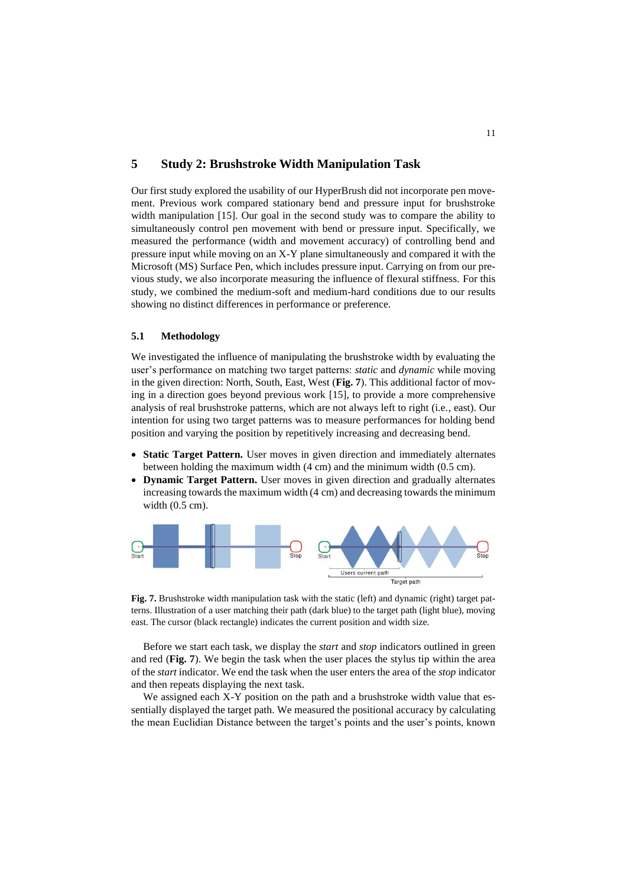## 5 Study 2: Brushstroke Width Manipulation Task

Our first study explored the usability of our HyperBrush did not incorporate pen movement. Previous work compared stationary bend and pressure input for brushstroke width manipulation [15]. Our goal in the second study was to compare the ability to simultaneously control pen movement with bend or pressure input. Specifically, we measured the performance (width and movement accuracy) of controlling bend and pressure input while moving on an X-Y plane simultaneously and compared it with the Microsoft (MS) Surface Pen, which includes pressure input. Carrying on from our previous study, we also incorporate measuring the influence of flexural stiffness. For this study, we combined the medium-soft and medium-hard conditions due to our results showing no distinct differences in performance or preference.

### 5.1 Methodology

We investigated the influence of manipulating the brushstroke width by evaluating the user's performance on matching two target patterns: *static* and *dynamic* while moving in the given direction: North, South, East, West (**Fig. 7**). This additional factor of moving in a direction goes beyond previous work [15], to provide a more comprehensive analysis of real brushstroke patterns, which are not always left to right (i.e., east). Our intention for using two target patterns was to measure performances for holding bend position and varying the position by repetitively increasing and decreasing bend.

- **Static Target Pattern.** User moves in given direction and immediately alternates between holding the maximum width (4 cm) and the minimum width (0.5 cm).
- **Dynamic Target Pattern.** User moves in given direction and gradually alternates increasing towards the maximum width (4 cm) and decreasing towards the minimum width (0.5 cm).

**Fig. 7.** Brushstroke width manipulation task with the static (left) and dynamic (right) target patterns. Illustration of a user matching their path (dark blue) to the target path (light blue), moving east. The cursor (black rectangle) indicates the current position and width size.

Before we start each task, we display the *start* and *stop* indicators outlined in green and red (**Fig. 7**). We begin the task when the user places the stylus tip within the area of the *start* indicator. We end the task when the user enters the area of the *stop* indicator and then repeats displaying the next task.

We assigned each X-Y position on the path and a brushstroke width value that essentially displayed the target path. We measured the positional accuracy by calculating the mean Euclidian Distance between the target's points and the user's points, known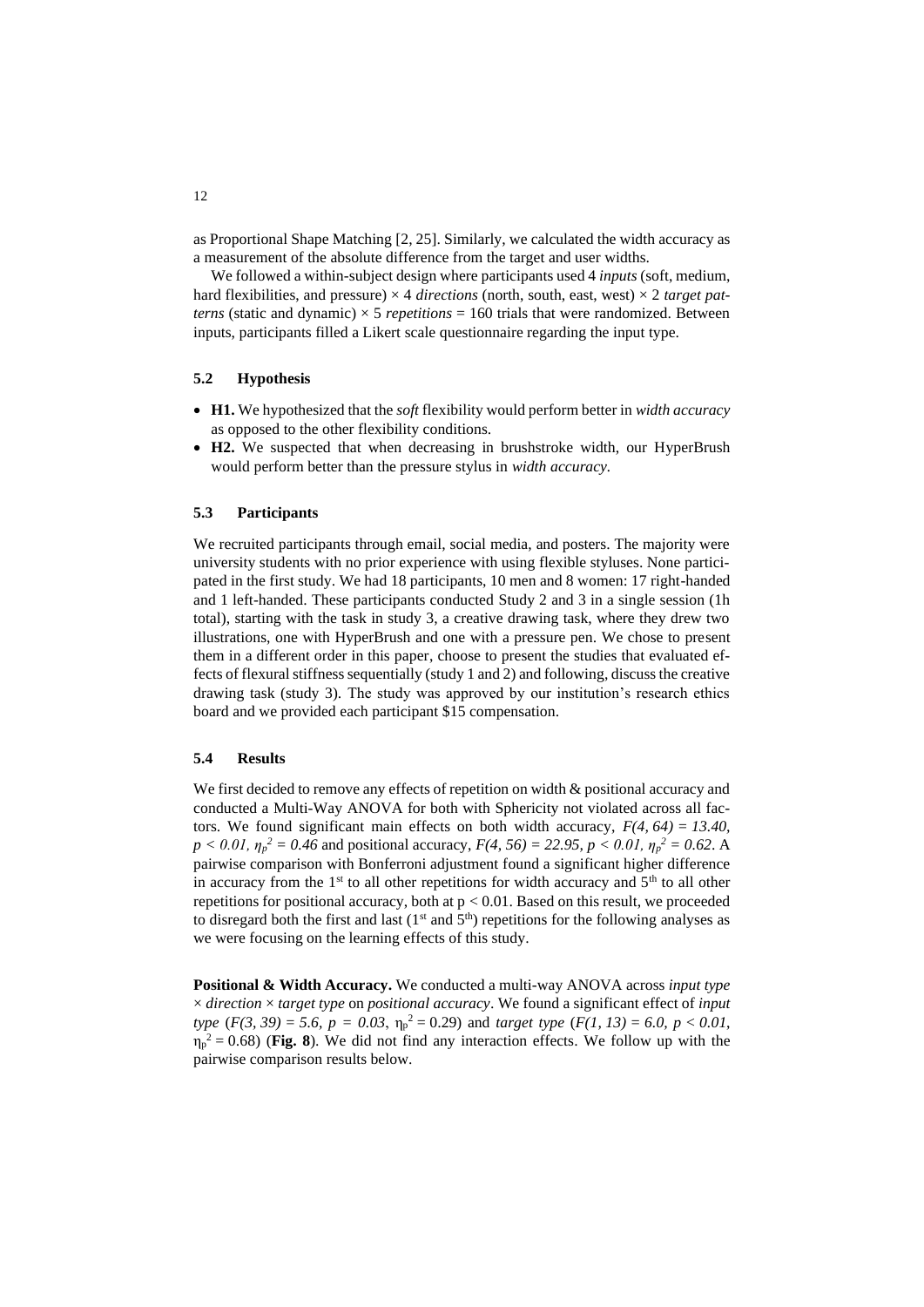as Proportional Shape Matching [2, 25]. Similarly, we calculated the width accuracy as a measurement of the absolute difference from the target and user widths.

We followed a within-subject design where participants used 4 *inputs* (soft, medium, hard flexibilities, and pressure) × 4 *directions* (north, south, east, west) × 2 *target patterns* (static and dynamic) × 5 *repetitions* = 160 trials that were randomized. Between inputs, participants filled a Likert scale questionnaire regarding the input type.

### 5.2 Hypothesis

- **H1.** We hypothesized that the *soft* flexibility would perform better in *width accuracy* as opposed to the other flexibility conditions.
- **H2.** We suspected that when decreasing in brushstroke width, our HyperBrush would perform better than the pressure stylus in *width accuracy*.

### 5.3 Participants

We recruited participants through email, social media, and posters. The majority were university students with no prior experience with using flexible styluses. None participated in the first study. We had 18 participants, 10 men and 8 women: 17 right-handed and 1 left-handed. These participants conducted Study 2 and 3 in a single session (1h total), starting with the task in study 3, a creative drawing task, where they drew two illustrations, one with HyperBrush and one with a pressure pen. We chose to present them in a different order in this paper, choose to present the studies that evaluated effects of flexural stiffness sequentially (study 1 and 2) and following, discuss the creative drawing task (study 3). The study was approved by our institution's research ethics board and we provided each participant $15 compensation.

### 5.4 Results

We first decided to remove any effects of repetition on width & positional accuracy and conducted a Multi-Way ANOVA for both with Sphericity not violated across all factors. We found significant main effects on both width accuracy, $F(4, 64) = 13.40$, $p < 0.01$, $\eta_p^2 = 0.46$ and positional accuracy, $F(4, 56) = 22.95$, $p < 0.01$, $\eta_p^2 = 0.62$. A pairwise comparison with Bonferroni adjustment found a significant higher difference in accuracy from the 1st to all other repetitions for width accuracy and 5th to all other repetitions for positional accuracy, both at $p < 0.01$. Based on this result, we proceeded to disregard both the first and last (1st and 5th) repetitions for the following analyses as we were focusing on the learning effects of this study.

**Positional & Width Accuracy.** We conducted a multi-way ANOVA across *input type* × *direction* × *target type* on *positional accuracy*. We found a significant effect of *input type* ($F(3, 39) = 5.6$, $p = 0.03$, $\eta_p^2 = 0.29$) and *target type* ($F(1, 13) = 6.0$, $p < 0.01$, $\eta_p^2 = 0.68$) (**Fig. 8**). We did not find any interaction effects. We follow up with the pairwise comparison results below.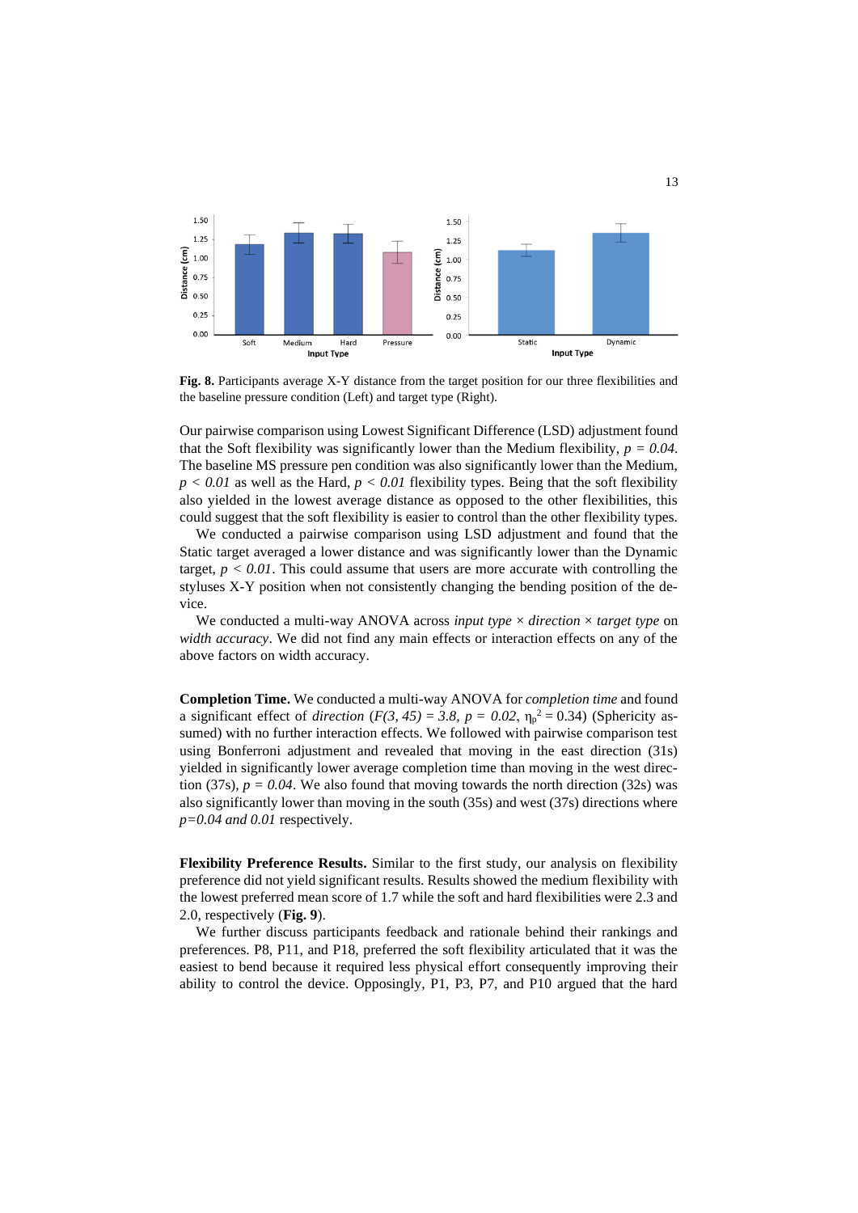**Fig. 8.** Participants average X-Y distance from the target position for our three flexibilities and the baseline pressure condition (Left) and target type (Right).

Our pairwise comparison using Lowest Significant Difference (LSD) adjustment found that the Soft flexibility was significantly lower than the Medium flexibility, $p = 0.04$. The baseline MS pressure pen condition was also significantly lower than the Medium, $p < 0.01$ as well as the Hard, $p < 0.01$ flexibility types. Being that the soft flexibility also yielded in the lowest average distance as opposed to the other flexibilities, this could suggest that the soft flexibility is easier to control than the other flexibility types.

We conducted a pairwise comparison using LSD adjustment and found that the Static target averaged a lower distance and was significantly lower than the Dynamic target, $p < 0.01$. This could assume that users are more accurate with controlling the styluses X-Y position when not consistently changing the bending position of the device.

We conducted a multi-way ANOVA across *input type* × *direction* × *target type* on *width accuracy*. We did not find any main effects or interaction effects on any of the above factors on width accuracy.

**Completion Time.** We conducted a multi-way ANOVA for *completion time* and found a significant effect of *direction* ($F(3, 45) = 3.8$, $p = 0.02$, $\eta_p^2 = 0.34$) (Sphericity assumed) with no further interaction effects. We followed with pairwise comparison test using Bonferroni adjustment and revealed that moving in the east direction (31s) yielded in significantly lower average completion time than moving in the west direction (37s), $p = 0.04$. We also found that moving towards the north direction (32s) was also significantly lower than moving in the south (35s) and west (37s) directions where $p=0.04$ *and* $0.01$ respectively.

**Flexibility Preference Results.** Similar to the first study, our analysis on flexibility preference did not yield significant results. Results showed the medium flexibility with the lowest preferred mean score of 1.7 while the soft and hard flexibilities were 2.3 and 2.0, respectively (**Fig. 9**).

We further discuss participants feedback and rationale behind their rankings and preferences. P8, P11, and P18, preferred the soft flexibility articulated that it was the easiest to bend because it required less physical effort consequently improving their ability to control the device. Opposingly, P1, P3, P7, and P10 argued that the hard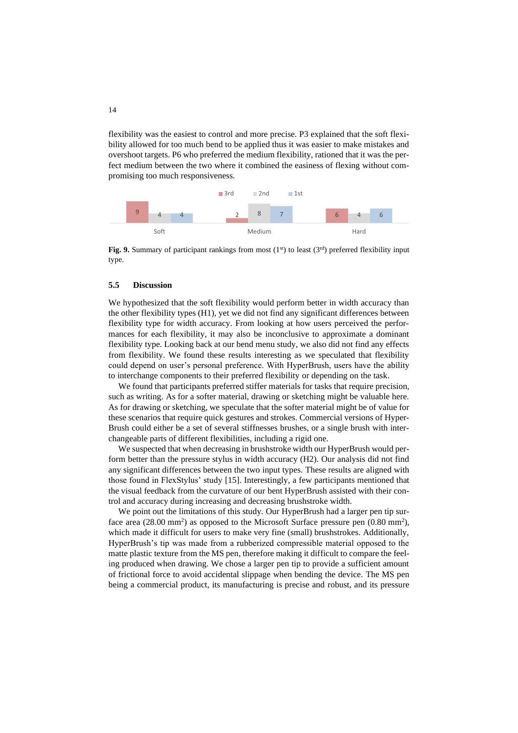flexibility was the easiest to control and more precise. P3 explained that the soft flexibility allowed for too much bend to be applied thus it was easier to make mistakes and overshoot targets. P6 who preferred the medium flexibility, rationed that it was the perfect medium between the two where it combined the easiness of flexing without compromising too much responsiveness.

| | 3rd | 2nd | 1st |
|---|---|---|---|
| Soft | 9 | 4 | 4 |
| Medium | 2 | 8 | 7 |
| Hard | 6 | 4 | 6 |

**Fig. 9.** Summary of participant rankings from most (1st) to least (3rd) preferred flexibility input type.

### 5.5 Discussion

We hypothesized that the soft flexibility would perform better in width accuracy than the other flexibility types (H1), yet we did not find any significant differences between flexibility type for width accuracy. From looking at how users perceived the performances for each flexibility, it may also be inconclusive to approximate a dominant flexibility type. Looking back at our bend menu study, we also did not find any effects from flexibility. We found these results interesting as we speculated that flexibility could depend on user's personal preference. With HyperBrush, users have the ability to interchange components to their preferred flexibility or depending on the task.

We found that participants preferred stiffer materials for tasks that require precision, such as writing. As for a softer material, drawing or sketching might be valuable here. As for drawing or sketching, we speculate that the softer material might be of value for these scenarios that require quick gestures and strokes. Commercial versions of HyperBrush could either be a set of several stiffnesses brushes, or a single brush with interchangeable parts of different flexibilities, including a rigid one.

We suspected that when decreasing in brushstroke width our HyperBrush would perform better than the pressure stylus in width accuracy (H2). Our analysis did not find any significant differences between the two input types. These results are aligned with those found in FlexStylus' study [15]. Interestingly, a few participants mentioned that the visual feedback from the curvature of our bent HyperBrush assisted with their control and accuracy during increasing and decreasing brushstroke width.

We point out the limitations of this study. Our HyperBrush had a larger pen tip surface area (28.00 mm$^2$) as opposed to the Microsoft Surface pressure pen (0.80 mm$^2$), which made it difficult for users to make very fine (small) brushstrokes. Additionally, HyperBrush's tip was made from a rubberized compressible material opposed to the matte plastic texture from the MS pen, therefore making it difficult to compare the feeling produced when drawing. We chose a larger pen tip to provide a sufficient amount of frictional force to avoid accidental slippage when bending the device. The MS pen being a commercial product, its manufacturing is precise and robust, and its pressure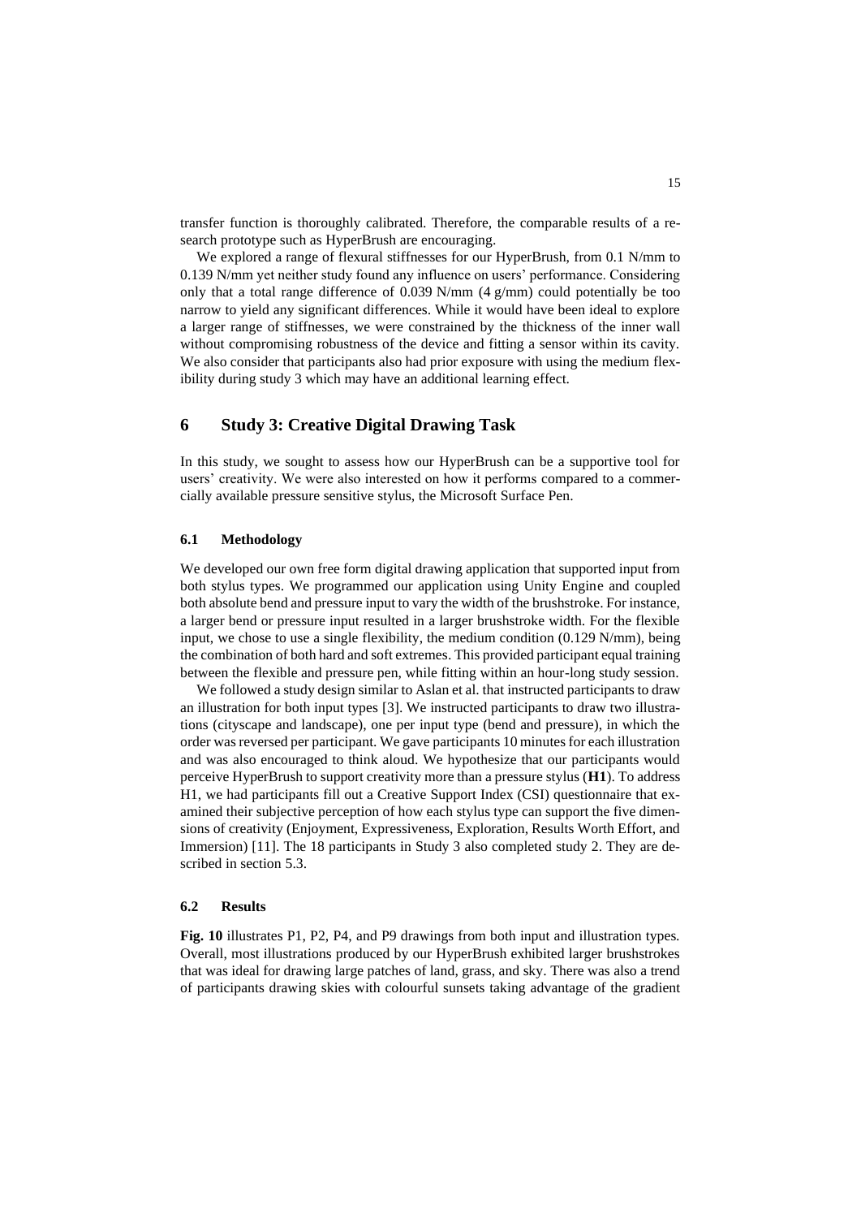transfer function is thoroughly calibrated. Therefore, the comparable results of a research prototype such as HyperBrush are encouraging.

We explored a range of flexural stiffnesses for our HyperBrush, from 0.1 N/mm to 0.139 N/mm yet neither study found any influence on users' performance. Considering only that a total range difference of 0.039 N/mm (4 g/mm) could potentially be too narrow to yield any significant differences. While it would have been ideal to explore a larger range of stiffnesses, we were constrained by the thickness of the inner wall without compromising robustness of the device and fitting a sensor within its cavity. We also consider that participants also had prior exposure with using the medium flexibility during study 3 which may have an additional learning effect.

## 6 Study 3: Creative Digital Drawing Task

In this study, we sought to assess how our HyperBrush can be a supportive tool for users' creativity. We were also interested on how it performs compared to a commercially available pressure sensitive stylus, the Microsoft Surface Pen.

### 6.1 Methodology

We developed our own free form digital drawing application that supported input from both stylus types. We programmed our application using Unity Engine and coupled both absolute bend and pressure input to vary the width of the brushstroke. For instance, a larger bend or pressure input resulted in a larger brushstroke width. For the flexible input, we chose to use a single flexibility, the medium condition (0.129 N/mm), being the combination of both hard and soft extremes. This provided participant equal training between the flexible and pressure pen, while fitting within an hour-long study session.

We followed a study design similar to Aslan et al. that instructed participants to draw an illustration for both input types [3]. We instructed participants to draw two illustrations (cityscape and landscape), one per input type (bend and pressure), in which the order was reversed per participant. We gave participants 10 minutes for each illustration and was also encouraged to think aloud. We hypothesize that our participants would perceive HyperBrush to support creativity more than a pressure stylus (**H1**). To address H1, we had participants fill out a Creative Support Index (CSI) questionnaire that examined their subjective perception of how each stylus type can support the five dimensions of creativity (Enjoyment, Expressiveness, Exploration, Results Worth Effort, and Immersion) [11]. The 18 participants in Study 3 also completed study 2. They are described in section 5.3.

### 6.2 Results

**Fig. 10** illustrates P1, P2, P4, and P9 drawings from both input and illustration types. Overall, most illustrations produced by our HyperBrush exhibited larger brushstrokes that was ideal for drawing large patches of land, grass, and sky. There was also a trend of participants drawing skies with colourful sunsets taking advantage of the gradient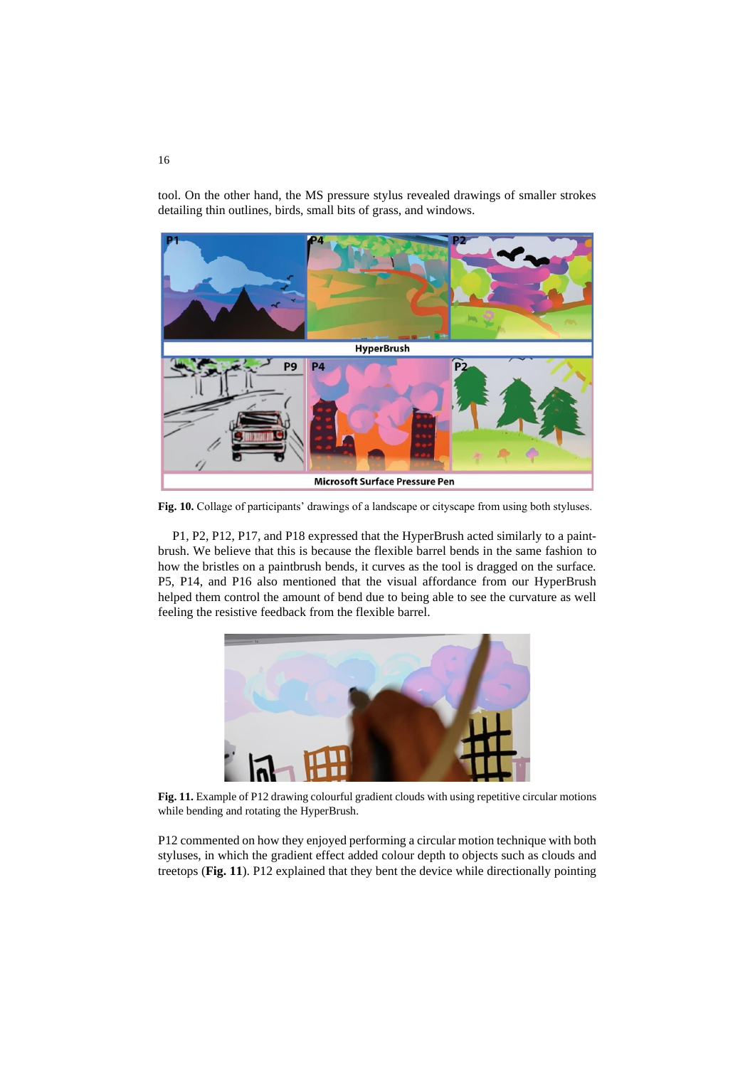tool. On the other hand, the MS pressure stylus revealed drawings of smaller strokes detailing thin outlines, birds, small bits of grass, and windows.

**Fig. 10.** Collage of participants' drawings of a landscape or cityscape from using both styluses.

P1, P2, P12, P17, and P18 expressed that the HyperBrush acted similarly to a paint-brush. We believe that this is because the flexible barrel bends in the same fashion to how the bristles on a paintbrush bends, it curves as the tool is dragged on the surface. P5, P14, and P16 also mentioned that the visual affordance from our HyperBrush helped them control the amount of bend due to being able to see the curvature as well feeling the resistive feedback from the flexible barrel.

**Fig. 11.** Example of P12 drawing colourful gradient clouds with using repetitive circular motions while bending and rotating the HyperBrush.

P12 commented on how they enjoyed performing a circular motion technique with both styluses, in which the gradient effect added colour depth to objects such as clouds and treetops (**Fig. 11**). P12 explained that they bent the device while directionally pointing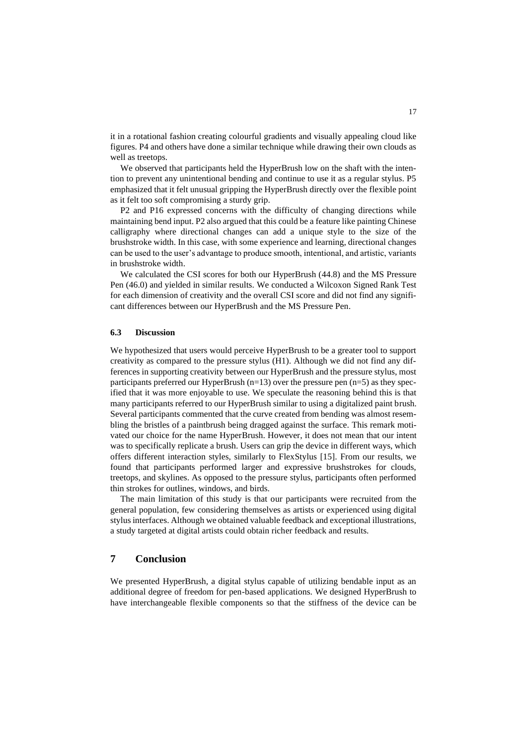it in a rotational fashion creating colourful gradients and visually appealing cloud like figures. P4 and others have done a similar technique while drawing their own clouds as well as treetops.

We observed that participants held the HyperBrush low on the shaft with the intention to prevent any unintentional bending and continue to use it as a regular stylus. P5 emphasized that it felt unusual gripping the HyperBrush directly over the flexible point as it felt too soft compromising a sturdy grip.

P2 and P16 expressed concerns with the difficulty of changing directions while maintaining bend input. P2 also argued that this could be a feature like painting Chinese calligraphy where directional changes can add a unique style to the size of the brushstroke width. In this case, with some experience and learning, directional changes can be used to the user's advantage to produce smooth, intentional, and artistic, variants in brushstroke width.

We calculated the CSI scores for both our HyperBrush (44.8) and the MS Pressure Pen (46.0) and yielded in similar results. We conducted a Wilcoxon Signed Rank Test for each dimension of creativity and the overall CSI score and did not find any significant differences between our HyperBrush and the MS Pressure Pen.

### 6.3 Discussion

We hypothesized that users would perceive HyperBrush to be a greater tool to support creativity as compared to the pressure stylus (H1). Although we did not find any differences in supporting creativity between our HyperBrush and the pressure stylus, most participants preferred our HyperBrush (n=13) over the pressure pen (n=5) as they specified that it was more enjoyable to use. We speculate the reasoning behind this is that many participants referred to our HyperBrush similar to using a digitalized paint brush. Several participants commented that the curve created from bending was almost resembling the bristles of a paintbrush being dragged against the surface. This remark motivated our choice for the name HyperBrush. However, it does not mean that our intent was to specifically replicate a brush. Users can grip the device in different ways, which offers different interaction styles, similarly to FlexStylus [15]. From our results, we found that participants performed larger and expressive brushstrokes for clouds, treetops, and skylines. As opposed to the pressure stylus, participants often performed thin strokes for outlines, windows, and birds.

The main limitation of this study is that our participants were recruited from the general population, few considering themselves as artists or experienced using digital stylus interfaces. Although we obtained valuable feedback and exceptional illustrations, a study targeted at digital artists could obtain richer feedback and results.

## 7 Conclusion

We presented HyperBrush, a digital stylus capable of utilizing bendable input as an additional degree of freedom for pen-based applications. We designed HyperBrush to have interchangeable flexible components so that the stiffness of the device can be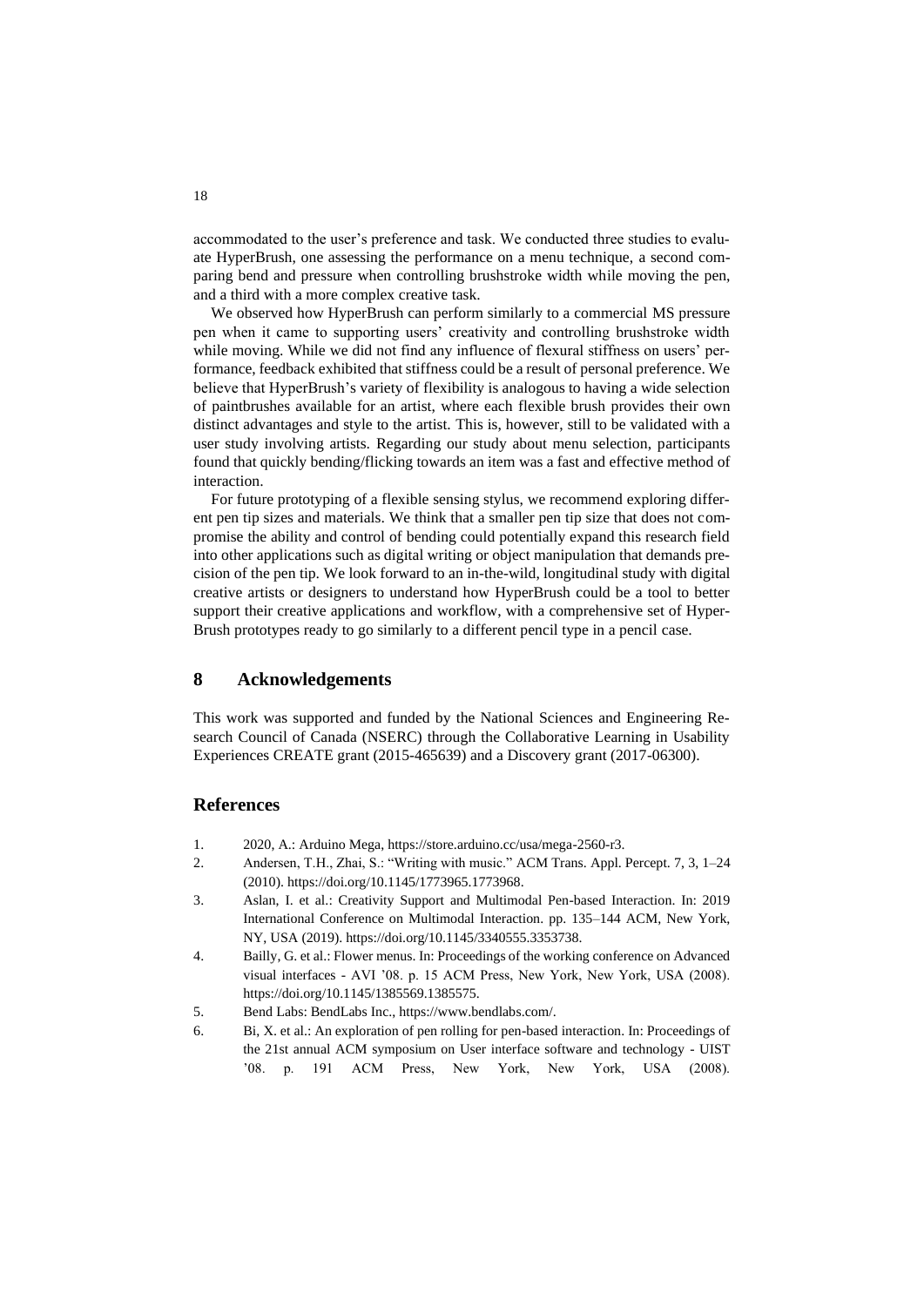accommodated to the user's preference and task. We conducted three studies to evaluate HyperBrush, one assessing the performance on a menu technique, a second comparing bend and pressure when controlling brushstroke width while moving the pen, and a third with a more complex creative task.

We observed how HyperBrush can perform similarly to a commercial MS pressure pen when it came to supporting users' creativity and controlling brushstroke width while moving. While we did not find any influence of flexural stiffness on users' performance, feedback exhibited that stiffness could be a result of personal preference. We believe that HyperBrush's variety of flexibility is analogous to having a wide selection of paintbrushes available for an artist, where each flexible brush provides their own distinct advantages and style to the artist. This is, however, still to be validated with a user study involving artists. Regarding our study about menu selection, participants found that quickly bending/flicking towards an item was a fast and effective method of interaction.

For future prototyping of a flexible sensing stylus, we recommend exploring different pen tip sizes and materials. We think that a smaller pen tip size that does not compromise the ability and control of bending could potentially expand this research field into other applications such as digital writing or object manipulation that demands precision of the pen tip. We look forward to an in-the-wild, longitudinal study with digital creative artists or designers to understand how HyperBrush could be a tool to better support their creative applications and workflow, with a comprehensive set of HyperBrush prototypes ready to go similarly to a different pencil type in a pencil case.

## 8 Acknowledgements

This work was supported and funded by the National Sciences and Engineering Research Council of Canada (NSERC) through the Collaborative Learning in Usability Experiences CREATE grant (2015-465639) and a Discovery grant (2017-06300).

## References

1. 2020, A.: Arduino Mega, https://store.arduino.cc/usa/mega-2560-r3.
2. Andersen, T.H., Zhai, S.: "Writing with music." ACM Trans. Appl. Percept. 7, 3, 1–24 (2010). https://doi.org/10.1145/1773965.1773968.
3. Aslan, I. et al.: Creativity Support and Multimodal Pen-based Interaction. In: 2019 International Conference on Multimodal Interaction. pp. 135–144 ACM, New York, NY, USA (2019). https://doi.org/10.1145/3340555.3353738.
4. Bailly, G. et al.: Flower menus. In: Proceedings of the working conference on Advanced visual interfaces - AVI '08. p. 15 ACM Press, New York, New York, USA (2008). https://doi.org/10.1145/1385569.1385575.
5. Bend Labs: BendLabs Inc., https://www.bendlabs.com/.
6. Bi, X. et al.: An exploration of pen rolling for pen-based interaction. In: Proceedings of the 21st annual ACM symposium on User interface software and technology - UIST '08. p. 191 ACM Press, New York, New York, USA (2008).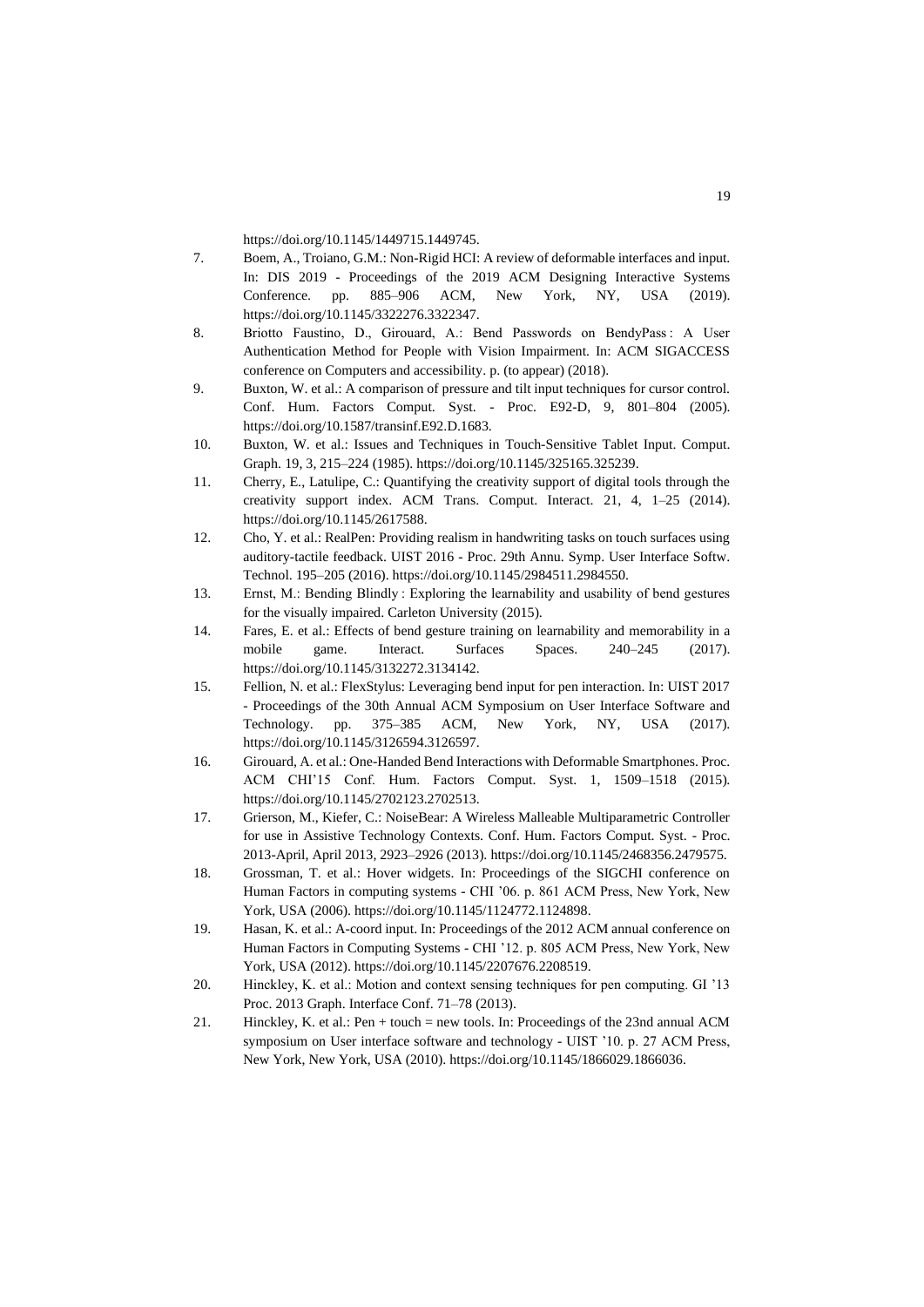https://doi.org/10.1145/1449715.1449745.

7. Boem, A., Troiano, G.M.: Non-Rigid HCI: A review of deformable interfaces and input. In: DIS 2019 - Proceedings of the 2019 ACM Designing Interactive Systems Conference. pp. 885–906 ACM, New York, NY, USA (2019). https://doi.org/10.1145/3322276.3322347.
8. Briotto Faustino, D., Girouard, A.: Bend Passwords on BendyPass : A User Authentication Method for People with Vision Impairment. In: ACM SIGACCESS conference on Computers and accessibility. p. (to appear) (2018).
9. Buxton, W. et al.: A comparison of pressure and tilt input techniques for cursor control. Conf. Hum. Factors Comput. Syst. - Proc. E92-D, 9, 801–804 (2005). https://doi.org/10.1587/transinf.E92.D.1683.
10. Buxton, W. et al.: Issues and Techniques in Touch-Sensitive Tablet Input. Comput. Graph. 19, 3, 215–224 (1985). https://doi.org/10.1145/325165.325239.
11. Cherry, E., Latulipe, C.: Quantifying the creativity support of digital tools through the creativity support index. ACM Trans. Comput. Interact. 21, 4, 1–25 (2014). https://doi.org/10.1145/2617588.
12. Cho, Y. et al.: RealPen: Providing realism in handwriting tasks on touch surfaces using auditory-tactile feedback. UIST 2016 - Proc. 29th Annu. Symp. User Interface Softw. Technol. 195–205 (2016). https://doi.org/10.1145/2984511.2984550.
13. Ernst, M.: Bending Blindly : Exploring the learnability and usability of bend gestures for the visually impaired. Carleton University (2015).
14. Fares, E. et al.: Effects of bend gesture training on learnability and memorability in a mobile game. Interact. Surfaces Spaces. 240–245 (2017). https://doi.org/10.1145/3132272.3134142.
15. Fellion, N. et al.: FlexStylus: Leveraging bend input for pen interaction. In: UIST 2017 - Proceedings of the 30th Annual ACM Symposium on User Interface Software and Technology. pp. 375–385 ACM, New York, NY, USA (2017). https://doi.org/10.1145/3126594.3126597.
16. Girouard, A. et al.: One-Handed Bend Interactions with Deformable Smartphones. Proc. ACM CHI'15 Conf. Hum. Factors Comput. Syst. 1, 1509–1518 (2015). https://doi.org/10.1145/2702123.2702513.
17. Grierson, M., Kiefer, C.: NoiseBear: A Wireless Malleable Multiparametric Controller for use in Assistive Technology Contexts. Conf. Hum. Factors Comput. Syst. - Proc. 2013-April, April 2013, 2923–2926 (2013). https://doi.org/10.1145/2468356.2479575.
18. Grossman, T. et al.: Hover widgets. In: Proceedings of the SIGCHI conference on Human Factors in computing systems - CHI '06. p. 861 ACM Press, New York, New York, USA (2006). https://doi.org/10.1145/1124772.1124898.
19. Hasan, K. et al.: A-coord input. In: Proceedings of the 2012 ACM annual conference on Human Factors in Computing Systems - CHI '12. p. 805 ACM Press, New York, New York, USA (2012). https://doi.org/10.1145/2207676.2208519.
20. Hinckley, K. et al.: Motion and context sensing techniques for pen computing. GI '13 Proc. 2013 Graph. Interface Conf. 71–78 (2013).
21. Hinckley, K. et al.: Pen + touch = new tools. In: Proceedings of the 23nd annual ACM symposium on User interface software and technology - UIST '10. p. 27 ACM Press, New York, New York, USA (2010). https://doi.org/10.1145/1866029.1866036.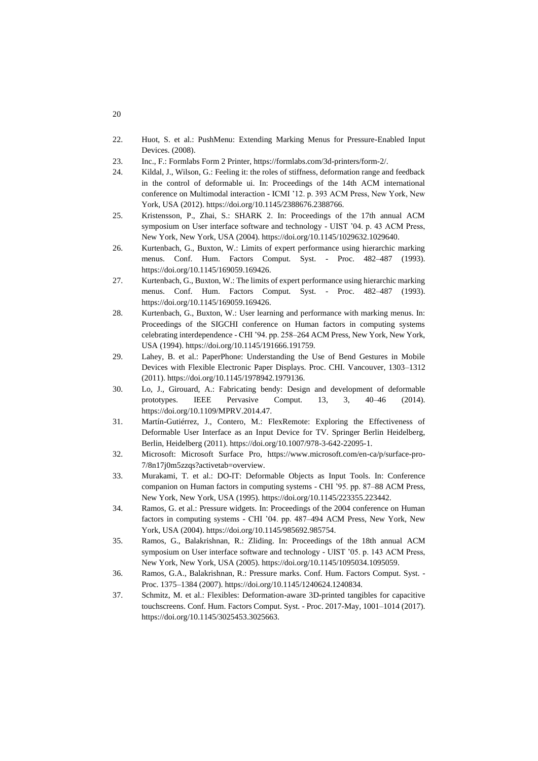22. Huot, S. et al.: PushMenu: Extending Marking Menus for Pressure-Enabled Input Devices. (2008).
23. Inc., F.: Formlabs Form 2 Printer, https://formlabs.com/3d-printers/form-2/.
24. Kildal, J., Wilson, G.: Feeling it: the roles of stiffness, deformation range and feedback in the control of deformable ui. In: Proceedings of the 14th ACM international conference on Multimodal interaction - ICMI '12. p. 393 ACM Press, New York, New York, USA (2012). https://doi.org/10.1145/2388676.2388766.
25. Kristensson, P., Zhai, S.: SHARK 2. In: Proceedings of the 17th annual ACM symposium on User interface software and technology - UIST '04. p. 43 ACM Press, New York, New York, USA (2004). https://doi.org/10.1145/1029632.1029640.
26. Kurtenbach, G., Buxton, W.: Limits of expert performance using hierarchic marking menus. Conf. Hum. Factors Comput. Syst. - Proc. 482–487 (1993). https://doi.org/10.1145/169059.169426.
27. Kurtenbach, G., Buxton, W.: The limits of expert performance using hierarchic marking menus. Conf. Hum. Factors Comput. Syst. - Proc. 482–487 (1993). https://doi.org/10.1145/169059.169426.
28. Kurtenbach, G., Buxton, W.: User learning and performance with marking menus. In: Proceedings of the SIGCHI conference on Human factors in computing systems celebrating interdependence - CHI '94. pp. 258–264 ACM Press, New York, New York, USA (1994). https://doi.org/10.1145/191666.191759.
29. Lahey, B. et al.: PaperPhone: Understanding the Use of Bend Gestures in Mobile Devices with Flexible Electronic Paper Displays. Proc. CHI. Vancouver, 1303–1312 (2011). https://doi.org/10.1145/1978942.1979136.
30. Lo, J., Girouard, A.: Fabricating bendy: Design and development of deformable prototypes. IEEE Pervasive Comput. 13, 3, 40–46 (2014). https://doi.org/10.1109/MPRV.2014.47.
31. Martín-Gutiérrez, J., Contero, M.: FlexRemote: Exploring the Effectiveness of Deformable User Interface as an Input Device for TV. Springer Berlin Heidelberg, Berlin, Heidelberg (2011). https://doi.org/10.1007/978-3-642-22095-1.
32. Microsoft: Microsoft Surface Pro, https://www.microsoft.com/en-ca/p/surface-pro-7/8n17j0m5zzqs?activetab=overview.
33. Murakami, T. et al.: DO-IT: Deformable Objects as Input Tools. In: Conference companion on Human factors in computing systems - CHI '95. pp. 87–88 ACM Press, New York, New York, USA (1995). https://doi.org/10.1145/223355.223442.
34. Ramos, G. et al.: Pressure widgets. In: Proceedings of the 2004 conference on Human factors in computing systems - CHI '04. pp. 487–494 ACM Press, New York, New York, USA (2004). https://doi.org/10.1145/985692.985754.
35. Ramos, G., Balakrishnan, R.: Zliding. In: Proceedings of the 18th annual ACM symposium on User interface software and technology - UIST '05. p. 143 ACM Press, New York, New York, USA (2005). https://doi.org/10.1145/1095034.1095059.
36. Ramos, G.A., Balakrishnan, R.: Pressure marks. Conf. Hum. Factors Comput. Syst. - Proc. 1375–1384 (2007). https://doi.org/10.1145/1240624.1240834.
37. Schmitz, M. et al.: Flexibles: Deformation-aware 3D-printed tangibles for capacitive touchscreens. Conf. Hum. Factors Comput. Syst. - Proc. 2017-May, 1001–1014 (2017). https://doi.org/10.1145/3025453.3025663.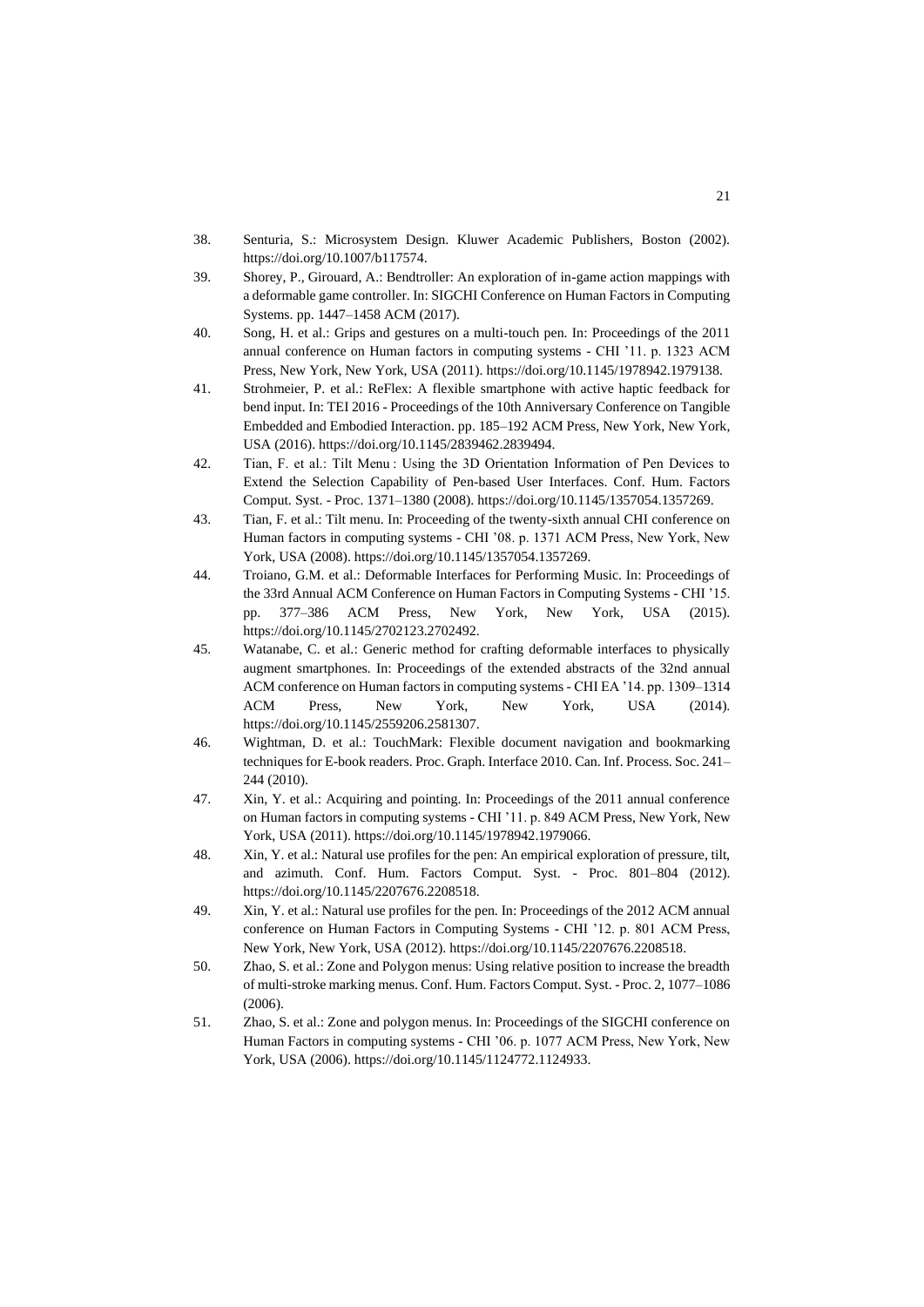38. Senturia, S.: Microsystem Design. Kluwer Academic Publishers, Boston (2002). https://doi.org/10.1007/b117574.
39. Shorey, P., Girouard, A.: Bendtroller: An exploration of in-game action mappings with a deformable game controller. In: SIGCHI Conference on Human Factors in Computing Systems. pp. 1447–1458 ACM (2017).
40. Song, H. et al.: Grips and gestures on a multi-touch pen. In: Proceedings of the 2011 annual conference on Human factors in computing systems - CHI '11. p. 1323 ACM Press, New York, New York, USA (2011). https://doi.org/10.1145/1978942.1979138.
41. Strohmeier, P. et al.: ReFlex: A flexible smartphone with active haptic feedback for bend input. In: TEI 2016 - Proceedings of the 10th Anniversary Conference on Tangible Embedded and Embodied Interaction. pp. 185–192 ACM Press, New York, New York, USA (2016). https://doi.org/10.1145/2839462.2839494.
42. Tian, F. et al.: Tilt Menu : Using the 3D Orientation Information of Pen Devices to Extend the Selection Capability of Pen-based User Interfaces. Conf. Hum. Factors Comput. Syst. - Proc. 1371–1380 (2008). https://doi.org/10.1145/1357054.1357269.
43. Tian, F. et al.: Tilt menu. In: Proceeding of the twenty-sixth annual CHI conference on Human factors in computing systems - CHI '08. p. 1371 ACM Press, New York, New York, USA (2008). https://doi.org/10.1145/1357054.1357269.
44. Troiano, G.M. et al.: Deformable Interfaces for Performing Music. In: Proceedings of the 33rd Annual ACM Conference on Human Factors in Computing Systems - CHI '15. pp. 377–386 ACM Press, New York, New York, USA (2015). https://doi.org/10.1145/2702123.2702492.
45. Watanabe, C. et al.: Generic method for crafting deformable interfaces to physically augment smartphones. In: Proceedings of the extended abstracts of the 32nd annual ACM conference on Human factors in computing systems - CHI EA '14. pp. 1309–1314 ACM Press, New York, New York, USA (2014). https://doi.org/10.1145/2559206.2581307.
46. Wightman, D. et al.: TouchMark: Flexible document navigation and bookmarking techniques for E-book readers. Proc. Graph. Interface 2010. Can. Inf. Process. Soc. 241–244 (2010).
47. Xin, Y. et al.: Acquiring and pointing. In: Proceedings of the 2011 annual conference on Human factors in computing systems - CHI '11. p. 849 ACM Press, New York, New York, USA (2011). https://doi.org/10.1145/1978942.1979066.
48. Xin, Y. et al.: Natural use profiles for the pen: An empirical exploration of pressure, tilt, and azimuth. Conf. Hum. Factors Comput. Syst. - Proc. 801–804 (2012). https://doi.org/10.1145/2207676.2208518.
49. Xin, Y. et al.: Natural use profiles for the pen. In: Proceedings of the 2012 ACM annual conference on Human Factors in Computing Systems - CHI '12. p. 801 ACM Press, New York, New York, USA (2012). https://doi.org/10.1145/2207676.2208518.
50. Zhao, S. et al.: Zone and Polygon menus: Using relative position to increase the breadth of multi-stroke marking menus. Conf. Hum. Factors Comput. Syst. - Proc. 2, 1077–1086 (2006).
51. Zhao, S. et al.: Zone and polygon menus. In: Proceedings of the SIGCHI conference on Human Factors in computing systems - CHI '06. p. 1077 ACM Press, New York, New York, USA (2006). https://doi.org/10.1145/1124772.1124933.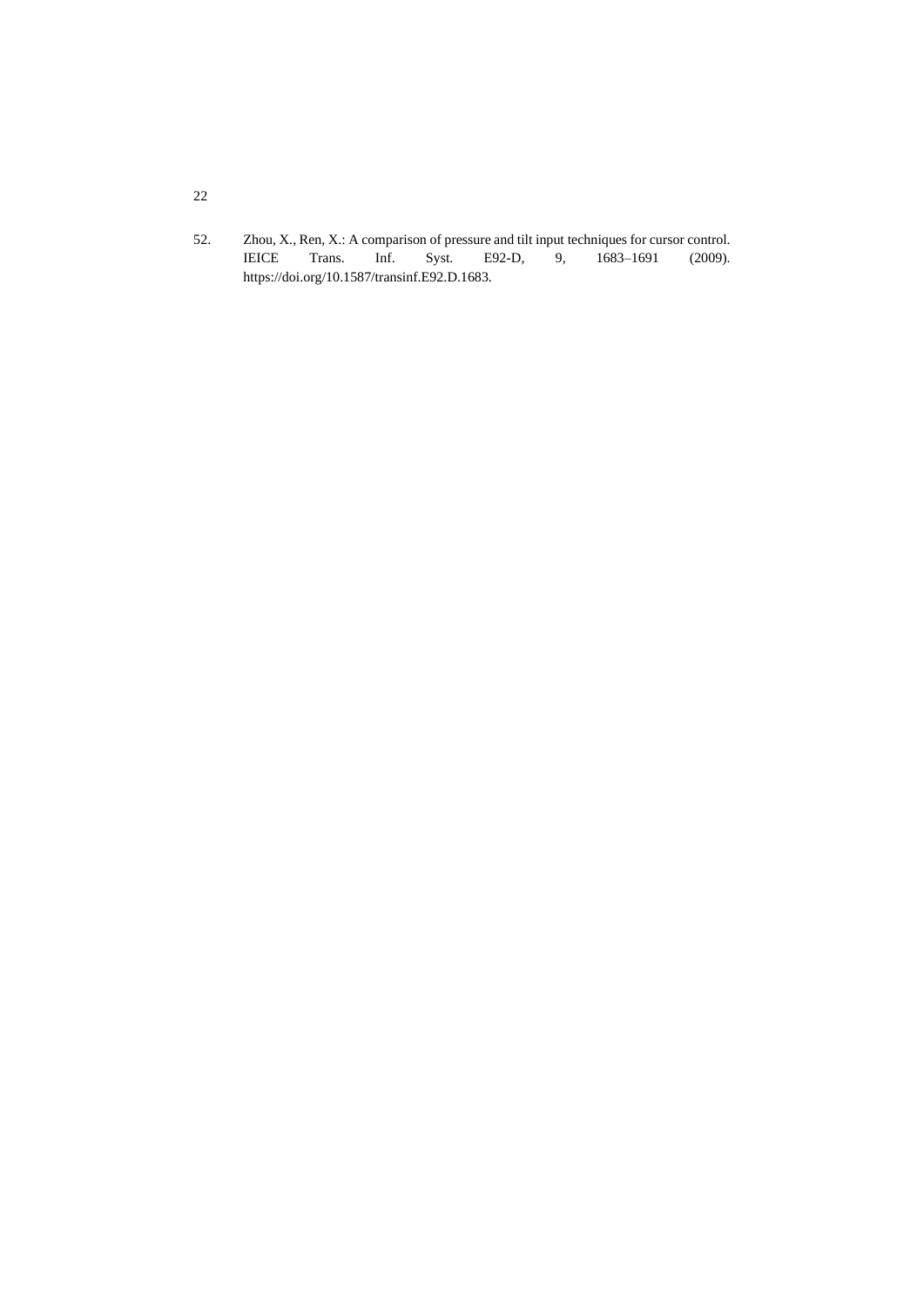52. Zhou, X., Ren, X.: A comparison of pressure and tilt input techniques for cursor control. IEICE Trans. Inf. Syst. E92-D, 9, 1683–1691 (2009). https://doi.org/10.1587/transinf.E92.D.1683.